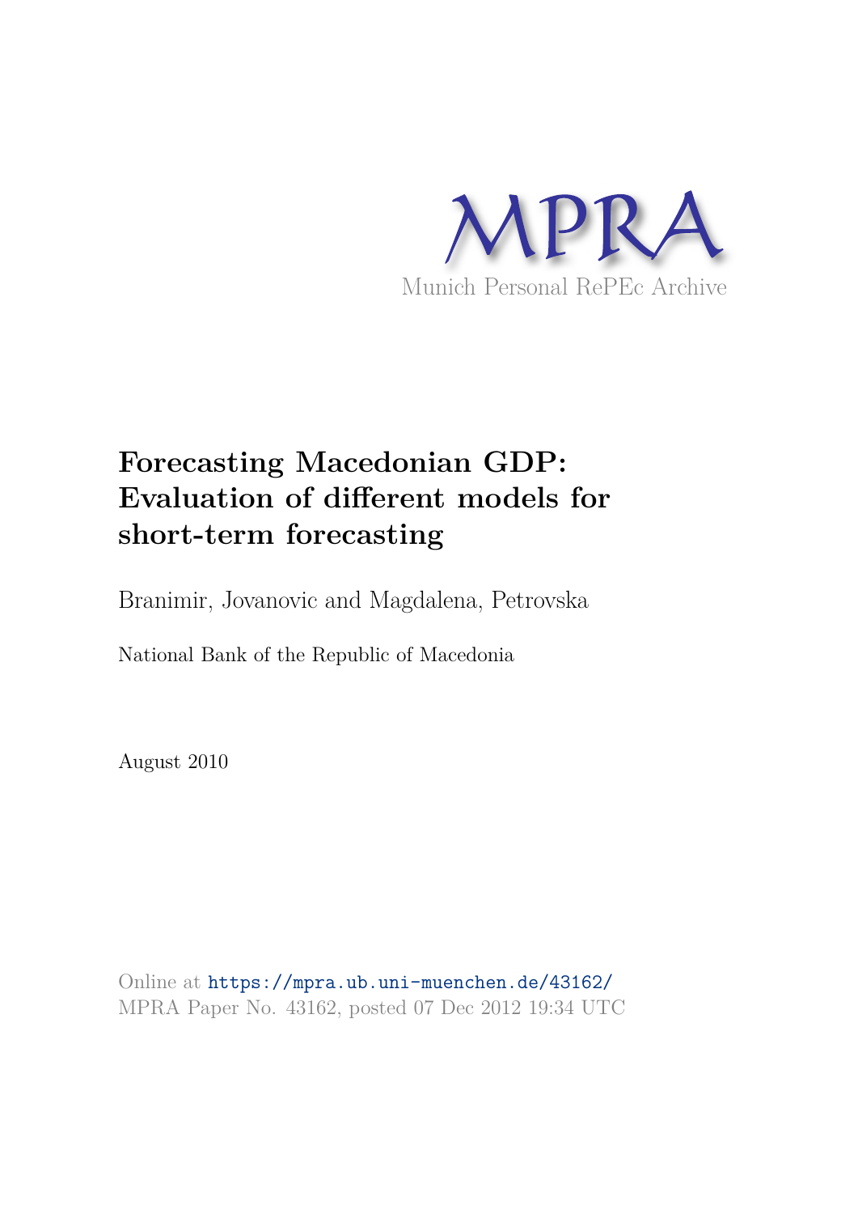MPRA

Munich Personal RePEc Archive

# Forecasting Macedonian GDP: Evaluation of different models for short-term forecasting

Branimir, Jovanovic and Magdalena, Petrovska

National Bank of the Republic of Macedonia

August 2010

Online at https://mpra.ub.uni-muenchen.de/43162/
MPRA Paper No. 43162, posted 07 Dec 2012 19:34 UTC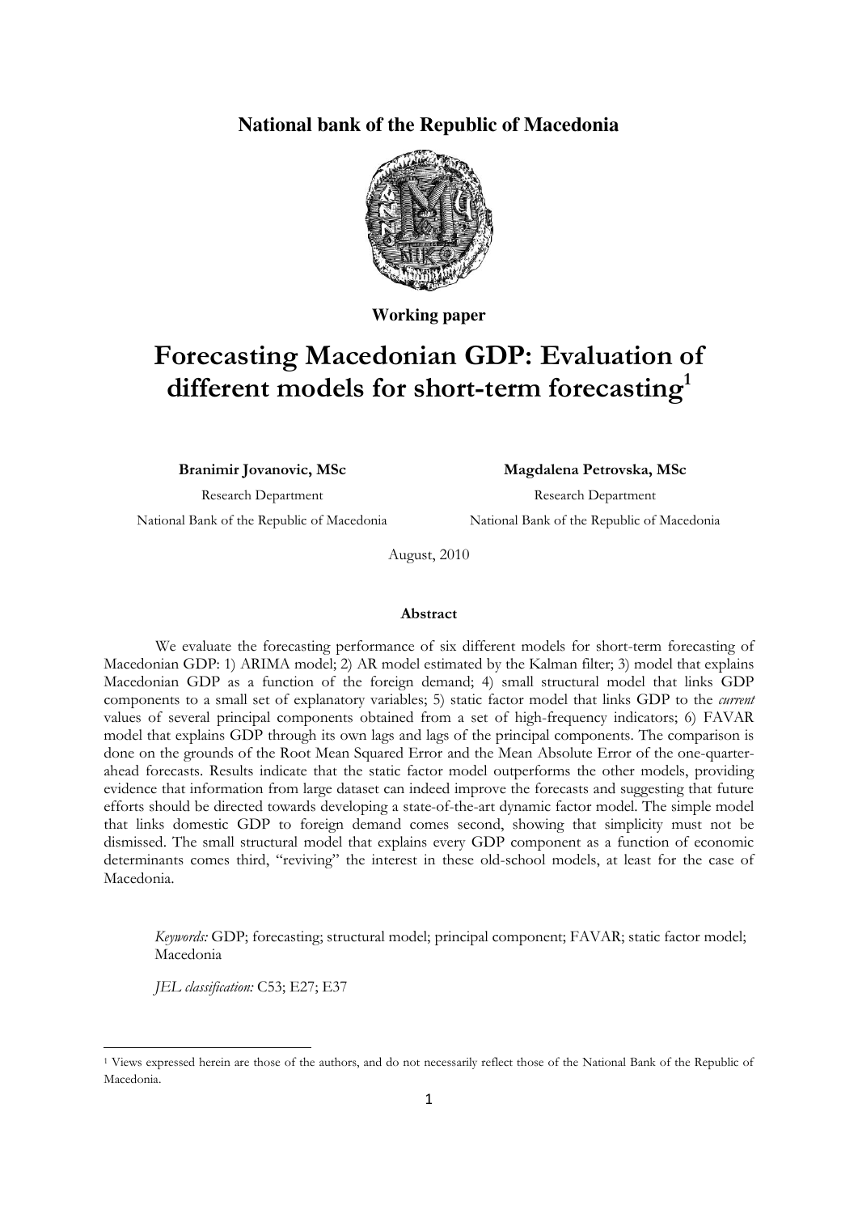**National bank of the Republic of Macedonia**

**Working paper**

# Forecasting Macedonian GDP: Evaluation of different models for short-term forecasting[1]

**Branimir Jovanovic, MSc**
Research Department
National Bank of the Republic of Macedonia

**Magdalena Petrovska, MSc**
Research Department
National Bank of the Republic of Macedonia

August, 2010

#### Abstract

We evaluate the forecasting performance of six different models for short-term forecasting of Macedonian GDP: 1) ARIMA model; 2) AR model estimated by the Kalman filter; 3) model that explains Macedonian GDP as a function of the foreign demand; 4) small structural model that links GDP components to a small set of explanatory variables; 5) static factor model that links GDP to the *current* values of several principal components obtained from a set of high-frequency indicators; 6) FAVAR model that explains GDP through its own lags and lags of the principal components. The comparison is done on the grounds of the Root Mean Squared Error and the Mean Absolute Error of the one-quarter-ahead forecasts. Results indicate that the static factor model outperforms the other models, providing evidence that information from large dataset can indeed improve the forecasts and suggesting that future efforts should be directed towards developing a state-of-the-art dynamic factor model. The simple model that links domestic GDP to foreign demand comes second, showing that simplicity must not be dismissed. The small structural model that explains every GDP component as a function of economic determinants comes third, "reviving" the interest in these old-school models, at least for the case of Macedonia.

*Keywords:* GDP; forecasting; structural model; principal component; FAVAR; static factor model; Macedonia

*JEL classification:* C53; E27; E37

---

[1] Views expressed herein are those of the authors, and do not necessarily reflect those of the National Bank of the Republic of Macedonia.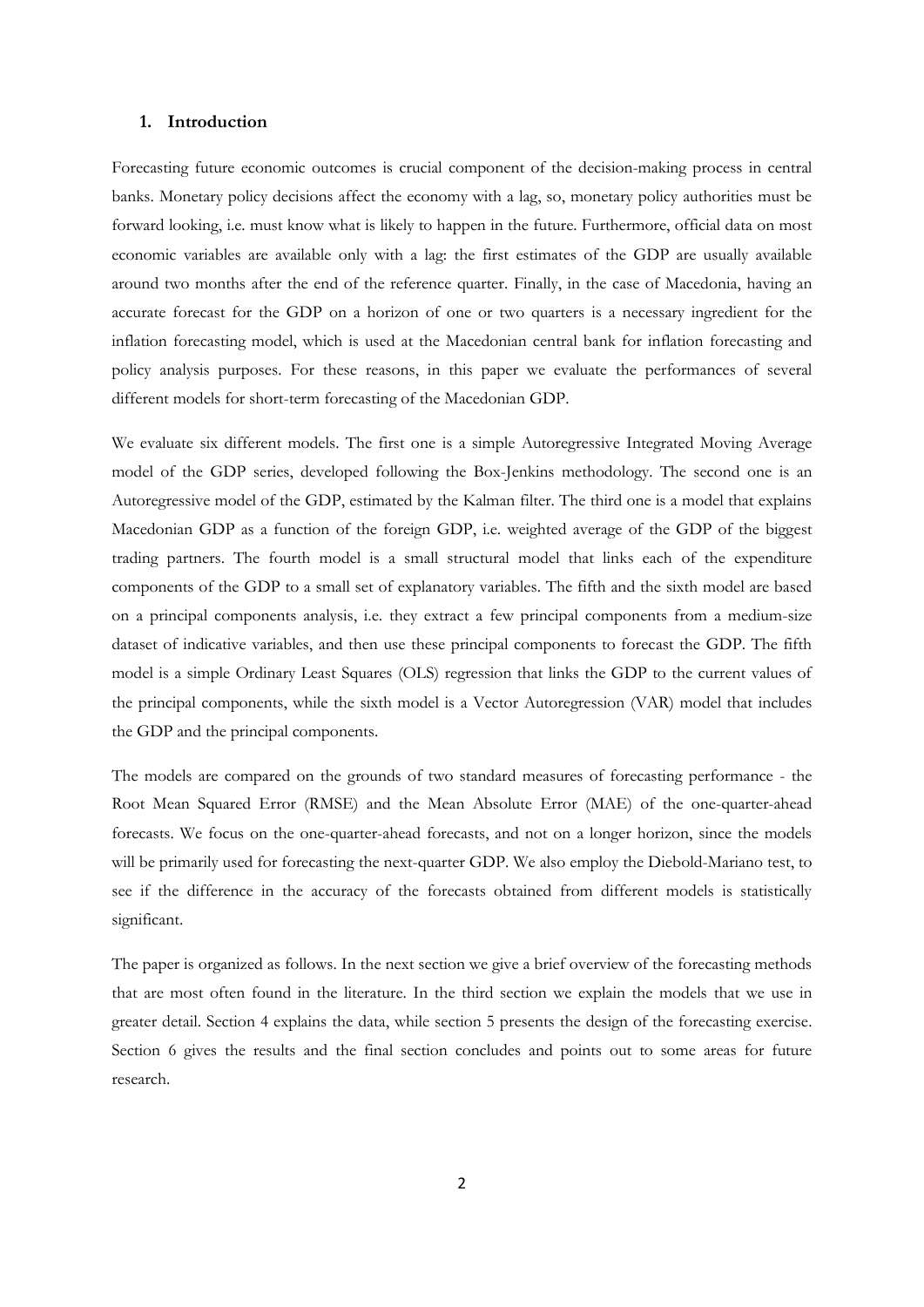## 1. Introduction

Forecasting future economic outcomes is crucial component of the decision-making process in central banks. Monetary policy decisions affect the economy with a lag, so, monetary policy authorities must be forward looking, i.e. must know what is likely to happen in the future. Furthermore, official data on most economic variables are available only with a lag: the first estimates of the GDP are usually available around two months after the end of the reference quarter. Finally, in the case of Macedonia, having an accurate forecast for the GDP on a horizon of one or two quarters is a necessary ingredient for the inflation forecasting model, which is used at the Macedonian central bank for inflation forecasting and policy analysis purposes. For these reasons, in this paper we evaluate the performances of several different models for short-term forecasting of the Macedonian GDP.

We evaluate six different models. The first one is a simple Autoregressive Integrated Moving Average model of the GDP series, developed following the Box-Jenkins methodology. The second one is an Autoregressive model of the GDP, estimated by the Kalman filter. The third one is a model that explains Macedonian GDP as a function of the foreign GDP, i.e. weighted average of the GDP of the biggest trading partners. The fourth model is a small structural model that links each of the expenditure components of the GDP to a small set of explanatory variables. The fifth and the sixth model are based on a principal components analysis, i.e. they extract a few principal components from a medium-size dataset of indicative variables, and then use these principal components to forecast the GDP. The fifth model is a simple Ordinary Least Squares (OLS) regression that links the GDP to the current values of the principal components, while the sixth model is a Vector Autoregression (VAR) model that includes the GDP and the principal components.

The models are compared on the grounds of two standard measures of forecasting performance - the Root Mean Squared Error (RMSE) and the Mean Absolute Error (MAE) of the one-quarter-ahead forecasts. We focus on the one-quarter-ahead forecasts, and not on a longer horizon, since the models will be primarily used for forecasting the next-quarter GDP. We also employ the Diebold-Mariano test, to see if the difference in the accuracy of the forecasts obtained from different models is statistically significant.

The paper is organized as follows. In the next section we give a brief overview of the forecasting methods that are most often found in the literature. In the third section we explain the models that we use in greater detail. Section 4 explains the data, while section 5 presents the design of the forecasting exercise. Section 6 gives the results and the final section concludes and points out to some areas for future research.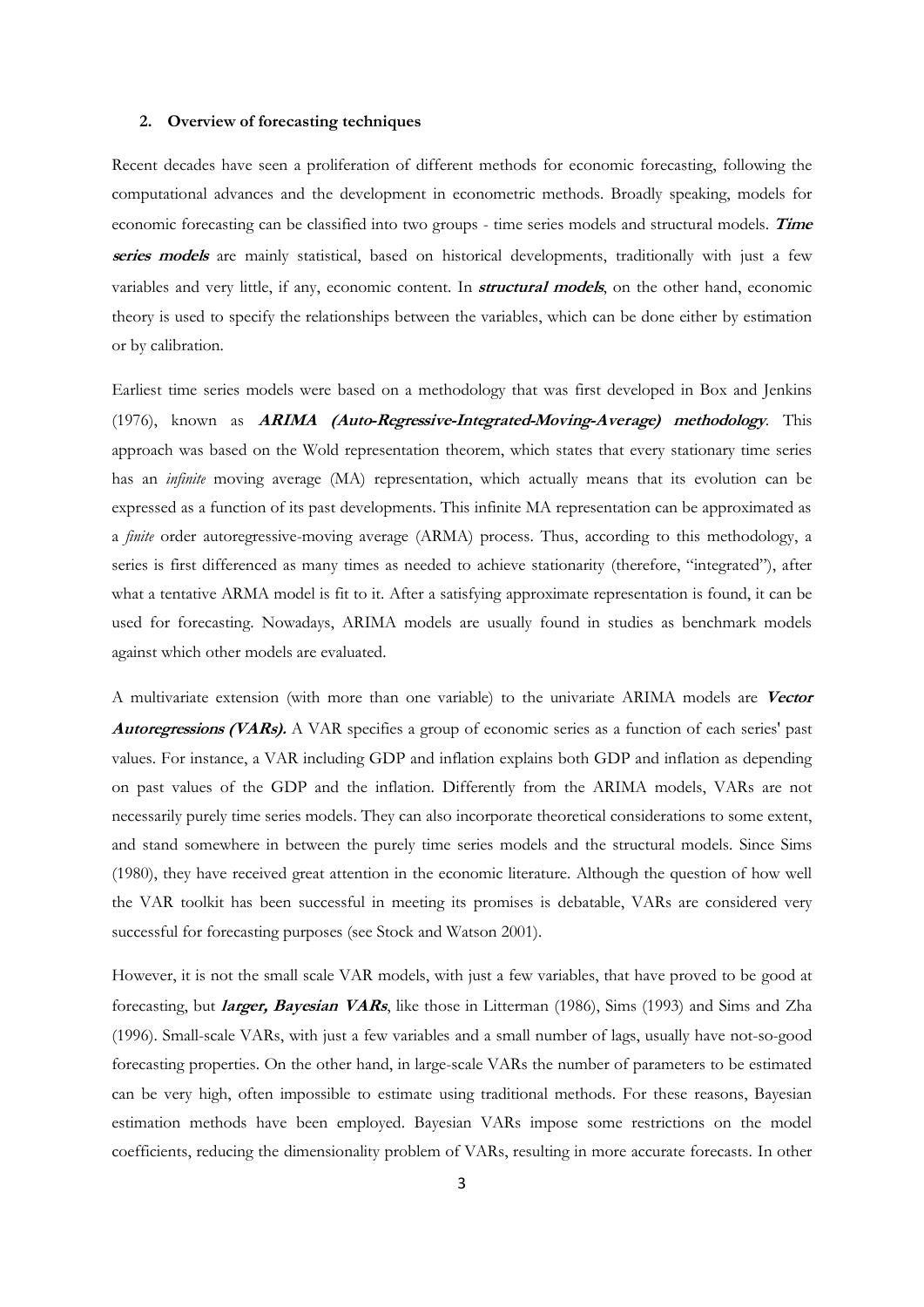## 2. Overview of forecasting techniques

Recent decades have seen a proliferation of different methods for economic forecasting, following the computational advances and the development in econometric methods. Broadly speaking, models for economic forecasting can be classified into two groups - time series models and structural models. ***Time series models*** are mainly statistical, based on historical developments, traditionally with just a few variables and very little, if any, economic content. In ***structural models***, on the other hand, economic theory is used to specify the relationships between the variables, which can be done either by estimation or by calibration.

Earliest time series models were based on a methodology that was first developed in Box and Jenkins (1976), known as ***ARIMA (Auto-Regressive-Integrated-Moving-Average) methodology***. This approach was based on the Wold representation theorem, which states that every stationary time series has an *infinite* moving average (MA) representation, which actually means that its evolution can be expressed as a function of its past developments. This infinite MA representation can be approximated as a *finite* order autoregressive-moving average (ARMA) process. Thus, according to this methodology, a series is first differenced as many times as needed to achieve stationarity (therefore, "integrated"), after what a tentative ARMA model is fit to it. After a satisfying approximate representation is found, it can be used for forecasting. Nowadays, ARIMA models are usually found in studies as benchmark models against which other models are evaluated.

A multivariate extension (with more than one variable) to the univariate ARIMA models are ***Vector Autoregressions (VARs).*** A VAR specifies a group of economic series as a function of each series' past values. For instance, a VAR including GDP and inflation explains both GDP and inflation as depending on past values of the GDP and the inflation. Differently from the ARIMA models, VARs are not necessarily purely time series models. They can also incorporate theoretical considerations to some extent, and stand somewhere in between the purely time series models and the structural models. Since Sims (1980), they have received great attention in the economic literature. Although the question of how well the VAR toolkit has been successful in meeting its promises is debatable, VARs are considered very successful for forecasting purposes (see Stock and Watson 2001).

However, it is not the small scale VAR models, with just a few variables, that have proved to be good at forecasting, but ***larger, Bayesian VARs***, like those in Litterman (1986), Sims (1993) and Sims and Zha (1996). Small-scale VARs, with just a few variables and a small number of lags, usually have not-so-good forecasting properties. On the other hand, in large-scale VARs the number of parameters to be estimated can be very high, often impossible to estimate using traditional methods. For these reasons, Bayesian estimation methods have been employed. Bayesian VARs impose some restrictions on the model coefficients, reducing the dimensionality problem of VARs, resulting in more accurate forecasts. In other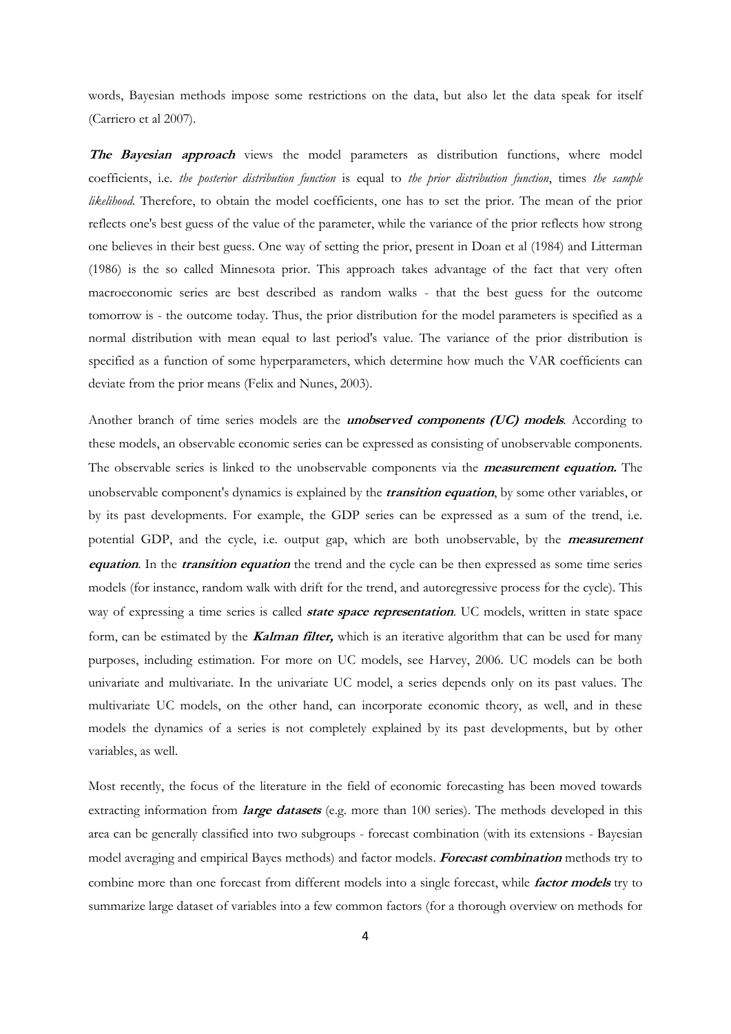words, Bayesian methods impose some restrictions on the data, but also let the data speak for itself (Carriero et al 2007).

***The Bayesian approach*** views the model parameters as distribution functions, where model coefficients, i.e. *the posterior distribution function* is equal to *the prior distribution function*, times *the sample likelihood*. Therefore, to obtain the model coefficients, one has to set the prior. The mean of the prior reflects one's best guess of the value of the parameter, while the variance of the prior reflects how strong one believes in their best guess. One way of setting the prior, present in Doan et al (1984) and Litterman (1986) is the so called Minnesota prior. This approach takes advantage of the fact that very often macroeconomic series are best described as random walks - that the best guess for the outcome tomorrow is - the outcome today. Thus, the prior distribution for the model parameters is specified as a normal distribution with mean equal to last period's value. The variance of the prior distribution is specified as a function of some hyperparameters, which determine how much the VAR coefficients can deviate from the prior means (Felix and Nunes, 2003).

Another branch of time series models are the ***unobserved components (UC) models***. According to these models, an observable economic series can be expressed as consisting of unobservable components. The observable series is linked to the unobservable components via the ***measurement equation.*** The unobservable component's dynamics is explained by the ***transition equation***, by some other variables, or by its past developments. For example, the GDP series can be expressed as a sum of the trend, i.e. potential GDP, and the cycle, i.e. output gap, which are both unobservable, by the ***measurement equation***. In the ***transition equation*** the trend and the cycle can be then expressed as some time series models (for instance, random walk with drift for the trend, and autoregressive process for the cycle). This way of expressing a time series is called ***state space representation***. UC models, written in state space form, can be estimated by the ***Kalman filter,*** which is an iterative algorithm that can be used for many purposes, including estimation. For more on UC models, see Harvey, 2006. UC models can be both univariate and multivariate. In the univariate UC model, a series depends only on its past values. The multivariate UC models, on the other hand, can incorporate economic theory, as well, and in these models the dynamics of a series is not completely explained by its past developments, but by other variables, as well.

Most recently, the focus of the literature in the field of economic forecasting has been moved towards extracting information from ***large datasets*** (e.g. more than 100 series). The methods developed in this area can be generally classified into two subgroups - forecast combination (with its extensions - Bayesian model averaging and empirical Bayes methods) and factor models. ***Forecast combination*** methods try to combine more than one forecast from different models into a single forecast, while ***factor models*** try to summarize large dataset of variables into a few common factors (for a thorough overview on methods for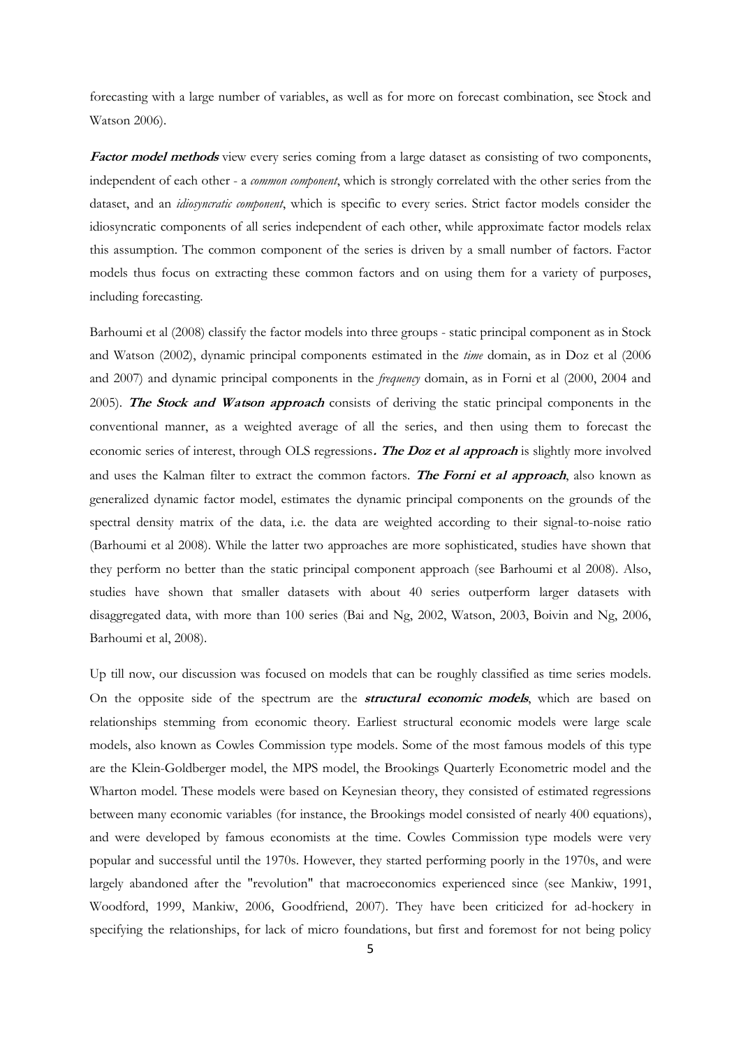forecasting with a large number of variables, as well as for more on forecast combination, see Stock and Watson 2006).

***Factor model methods*** view every series coming from a large dataset as consisting of two components, independent of each other - a *common component*, which is strongly correlated with the other series from the dataset, and an *idiosyncratic component*, which is specific to every series. Strict factor models consider the idiosyncratic components of all series independent of each other, while approximate factor models relax this assumption. The common component of the series is driven by a small number of factors. Factor models thus focus on extracting these common factors and on using them for a variety of purposes, including forecasting.

Barhoumi et al (2008) classify the factor models into three groups - static principal component as in Stock and Watson (2002), dynamic principal components estimated in the *time* domain, as in Doz et al (2006 and 2007) and dynamic principal components in the *frequency* domain, as in Forni et al (2000, 2004 and 2005). ***The Stock and Watson approach*** consists of deriving the static principal components in the conventional manner, as a weighted average of all the series, and then using them to forecast the economic series of interest, through OLS regressions***. The Doz et al approach*** is slightly more involved and uses the Kalman filter to extract the common factors. ***The Forni et al approach***, also known as generalized dynamic factor model, estimates the dynamic principal components on the grounds of the spectral density matrix of the data, i.e. the data are weighted according to their signal-to-noise ratio (Barhoumi et al 2008). While the latter two approaches are more sophisticated, studies have shown that they perform no better than the static principal component approach (see Barhoumi et al 2008). Also, studies have shown that smaller datasets with about 40 series outperform larger datasets with disaggregated data, with more than 100 series (Bai and Ng, 2002, Watson, 2003, Boivin and Ng, 2006, Barhoumi et al, 2008).

Up till now, our discussion was focused on models that can be roughly classified as time series models. On the opposite side of the spectrum are the ***structural economic models***, which are based on relationships stemming from economic theory. Earliest structural economic models were large scale models, also known as Cowles Commission type models. Some of the most famous models of this type are the Klein-Goldberger model, the MPS model, the Brookings Quarterly Econometric model and the Wharton model. These models were based on Keynesian theory, they consisted of estimated regressions between many economic variables (for instance, the Brookings model consisted of nearly 400 equations), and were developed by famous economists at the time. Cowles Commission type models were very popular and successful until the 1970s. However, they started performing poorly in the 1970s, and were largely abandoned after the "revolution" that macroeconomics experienced since (see Mankiw, 1991, Woodford, 1999, Mankiw, 2006, Goodfriend, 2007). They have been criticized for ad-hockery in specifying the relationships, for lack of micro foundations, but first and foremost for not being policy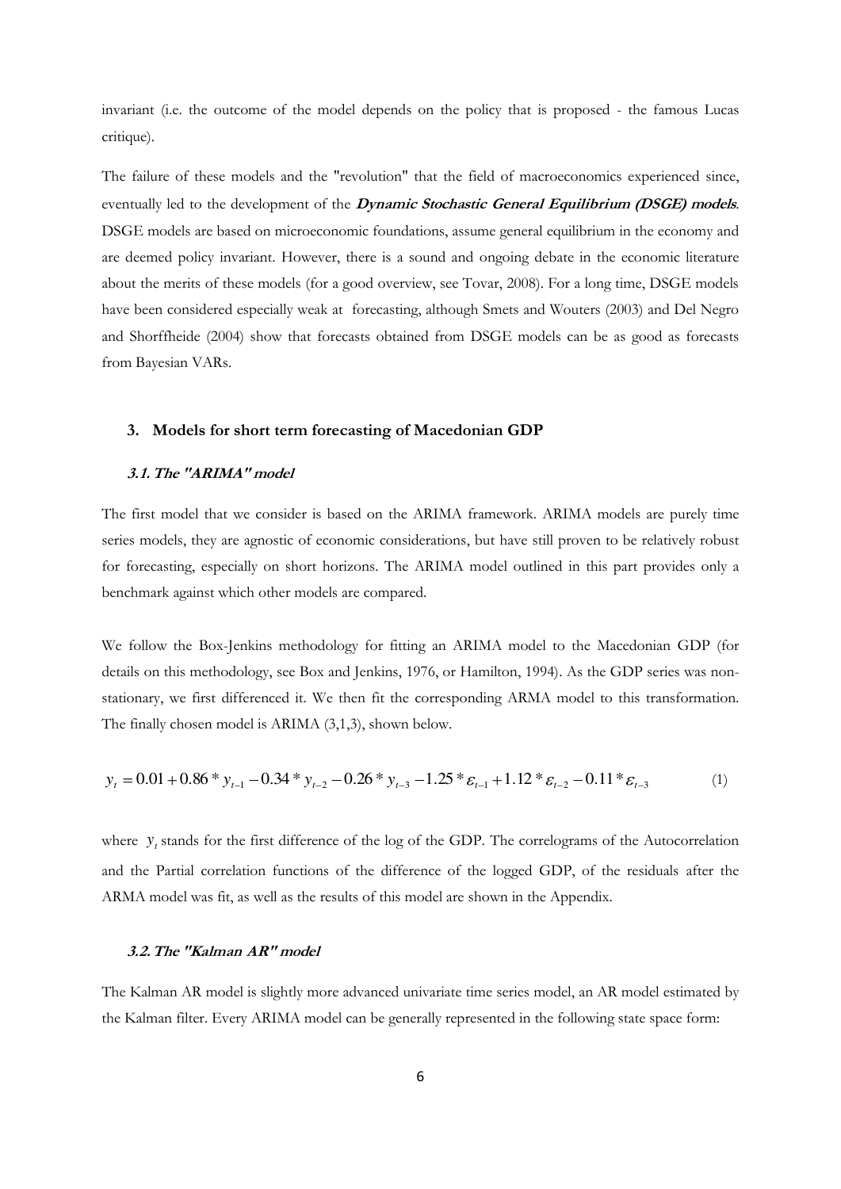invariant (i.e. the outcome of the model depends on the policy that is proposed - the famous Lucas critique).

The failure of these models and the "revolution" that the field of macroeconomics experienced since, eventually led to the development of the ***Dynamic Stochastic General Equilibrium (DSGE) models***. DSGE models are based on microeconomic foundations, assume general equilibrium in the economy and are deemed policy invariant. However, there is a sound and ongoing debate in the economic literature about the merits of these models (for a good overview, see Tovar, 2008). For a long time, DSGE models have been considered especially weak at forecasting, although Smets and Wouters (2003) and Del Negro and Shorffheide (2004) show that forecasts obtained from DSGE models can be as good as forecasts from Bayesian VARs.

## 3. Models for short term forecasting of Macedonian GDP

### *3.1. The "ARIMA" model*

The first model that we consider is based on the ARIMA framework. ARIMA models are purely time series models, they are agnostic of economic considerations, but have still proven to be relatively robust for forecasting, especially on short horizons. The ARIMA model outlined in this part provides only a benchmark against which other models are compared.

We follow the Box-Jenkins methodology for fitting an ARIMA model to the Macedonian GDP (for details on this methodology, see Box and Jenkins, 1976, or Hamilton, 1994). As the GDP series was non-stationary, we first differenced it. We then fit the corresponding ARMA model to this transformation. The finally chosen model is ARIMA (3,1,3), shown below.

$$y_t = 0.01 + 0.86 * y_{t-1} - 0.34 * y_{t-2} - 0.26 * y_{t-3} - 1.25 * \varepsilon_{t-1} + 1.12 * \varepsilon_{t-2} - 0.11 * \varepsilon_{t-3} \qquad (1)$$

where $y_t$ stands for the first difference of the log of the GDP. The correlograms of the Autocorrelation and the Partial correlation functions of the difference of the logged GDP, of the residuals after the ARMA model was fit, as well as the results of this model are shown in the Appendix.

### *3.2. The "Kalman AR" model*

The Kalman AR model is slightly more advanced univariate time series model, an AR model estimated by the Kalman filter. Every ARIMA model can be generally represented in the following state space form: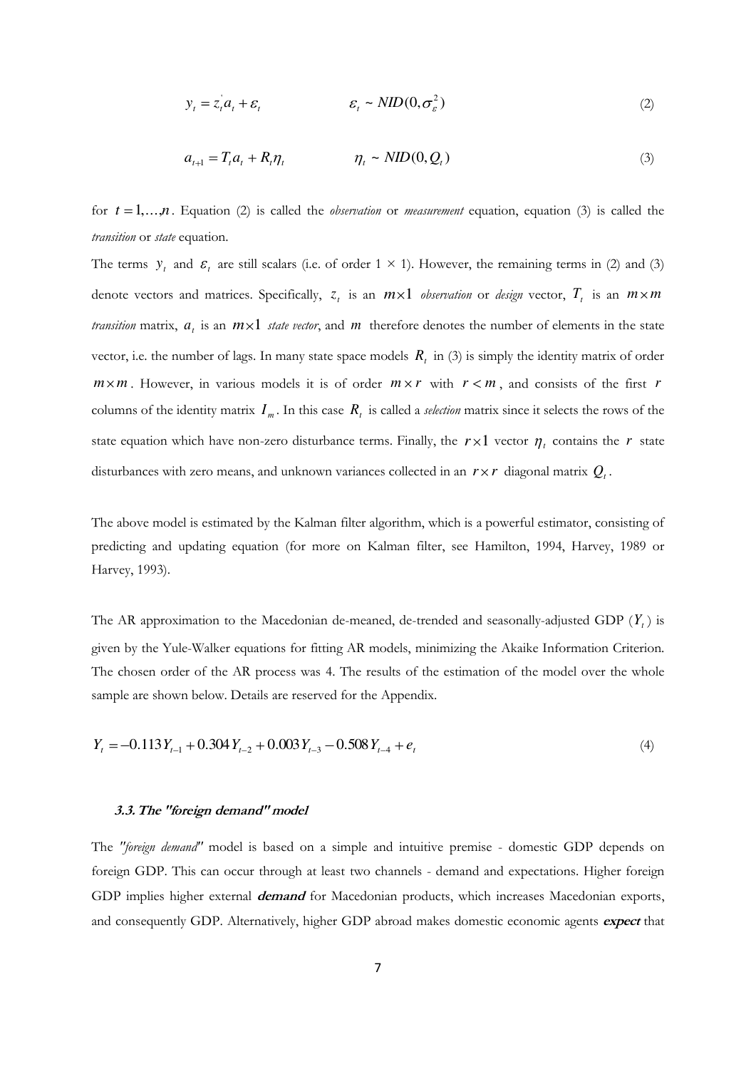$$y_t = z_t' a_t + \varepsilon_t \qquad \varepsilon_t \sim NID(0, \sigma_\varepsilon^2) \tag{2}$$

$$a_{t+1} = T_t a_t + R_t \eta_t \qquad \eta_t \sim NID(0, Q_t) \tag{3}$$

for $t = 1, \ldots, n$. Equation (2) is called the *observation* or *measurement* equation, equation (3) is called the *transition* or *state* equation.

The terms $y_t$ and $\varepsilon_t$ are still scalars (i.e. of order 1 × 1). However, the remaining terms in (2) and (3) denote vectors and matrices. Specifically, $z_t$ is an $m \times 1$ *observation* or *design* vector, $T_t$ is an $m \times m$ *transition* matrix, $a_t$ is an $m \times 1$ *state vector*, and $m$ therefore denotes the number of elements in the state vector, i.e. the number of lags. In many state space models $R_t$ in (3) is simply the identity matrix of order $m \times m$. However, in various models it is of order $m \times r$ with $r < m$, and consists of the first $r$ columns of the identity matrix $I_m$. In this case $R_t$ is called a *selection* matrix since it selects the rows of the state equation which have non-zero disturbance terms. Finally, the $r \times 1$ vector $\eta_t$ contains the $r$ state disturbances with zero means, and unknown variances collected in an $r \times r$ diagonal matrix $Q_t$.

The above model is estimated by the Kalman filter algorithm, which is a powerful estimator, consisting of predicting and updating equation (for more on Kalman filter, see Hamilton, 1994, Harvey, 1989 or Harvey, 1993).

The AR approximation to the Macedonian de-meaned, de-trended and seasonally-adjusted GDP ($Y_t$) is given by the Yule-Walker equations for fitting AR models, minimizing the Akaike Information Criterion. The chosen order of the AR process was 4. The results of the estimation of the model over the whole sample are shown below. Details are reserved for the Appendix.

$$Y_t = -0.113\, Y_{t-1} + 0.304\, Y_{t-2} + 0.003\, Y_{t-3} - 0.508\, Y_{t-4} + e_t \tag{4}$$

### 3.3. The "foreign demand" model

The "*foreign demand*" model is based on a simple and intuitive premise - domestic GDP depends on foreign GDP. This can occur through at least two channels - demand and expectations. Higher foreign GDP implies higher external ***demand*** for Macedonian products, which increases Macedonian exports, and consequently GDP. Alternatively, higher GDP abroad makes domestic economic agents ***expect*** that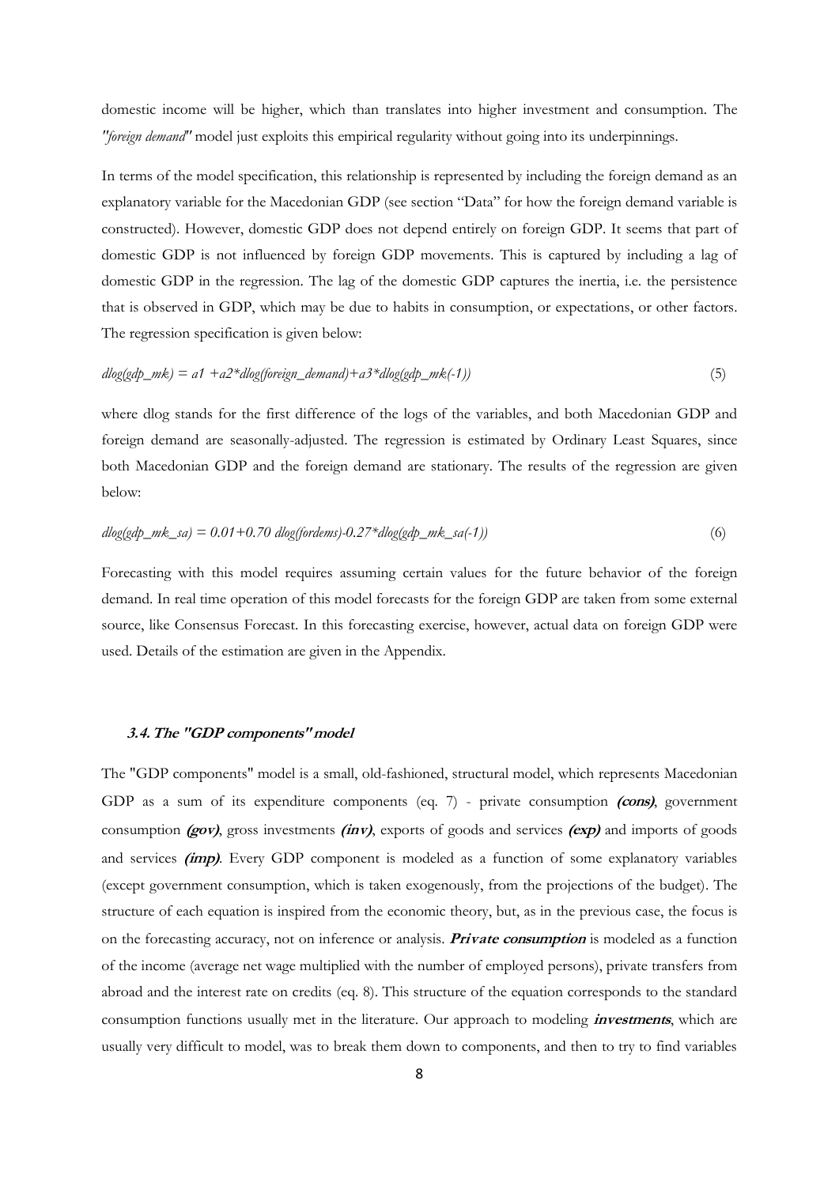domestic income will be higher, which than translates into higher investment and consumption. The *"foreign demand"* model just exploits this empirical regularity without going into its underpinnings.

In terms of the model specification, this relationship is represented by including the foreign demand as an explanatory variable for the Macedonian GDP (see section "Data" for how the foreign demand variable is constructed). However, domestic GDP does not depend entirely on foreign GDP. It seems that part of domestic GDP is not influenced by foreign GDP movements. This is captured by including a lag of domestic GDP in the regression. The lag of the domestic GDP captures the inertia, i.e. the persistence that is observed in GDP, which may be due to habits in consumption, or expectations, or other factors. The regression specification is given below:

$$dlog(gdp\_mk) = a1 + a2*dlog(foreign\_demand)+a3*dlog(gdp\_mk(-1)) \quad (5)$$

where dlog stands for the first difference of the logs of the variables, and both Macedonian GDP and foreign demand are seasonally-adjusted. The regression is estimated by Ordinary Least Squares, since both Macedonian GDP and the foreign demand are stationary. The results of the regression are given below:

$$dlog(gdp\_mk\_sa) = 0.01+0.70\ dlog(fordems)-0.27*dlog(gdp\_mk\_sa(-1)) \quad (6)$$

Forecasting with this model requires assuming certain values for the future behavior of the foreign demand. In real time operation of this model forecasts for the foreign GDP are taken from some external source, like Consensus Forecast. In this forecasting exercise, however, actual data on foreign GDP were used. Details of the estimation are given in the Appendix.

### *3.4. The "GDP components" model*

The "GDP components" model is a small, old-fashioned, structural model, which represents Macedonian GDP as a sum of its expenditure components (eq. 7) - private consumption ***(cons)***, government consumption ***(gov)***, gross investments ***(inv)***, exports of goods and services ***(exp)*** and imports of goods and services ***(imp)***. Every GDP component is modeled as a function of some explanatory variables (except government consumption, which is taken exogenously, from the projections of the budget). The structure of each equation is inspired from the economic theory, but, as in the previous case, the focus is on the forecasting accuracy, not on inference or analysis. ***Private consumption*** is modeled as a function of the income (average net wage multiplied with the number of employed persons), private transfers from abroad and the interest rate on credits (eq. 8). This structure of the equation corresponds to the standard consumption functions usually met in the literature. Our approach to modeling ***investments***, which are usually very difficult to model, was to break them down to components, and then to try to find variables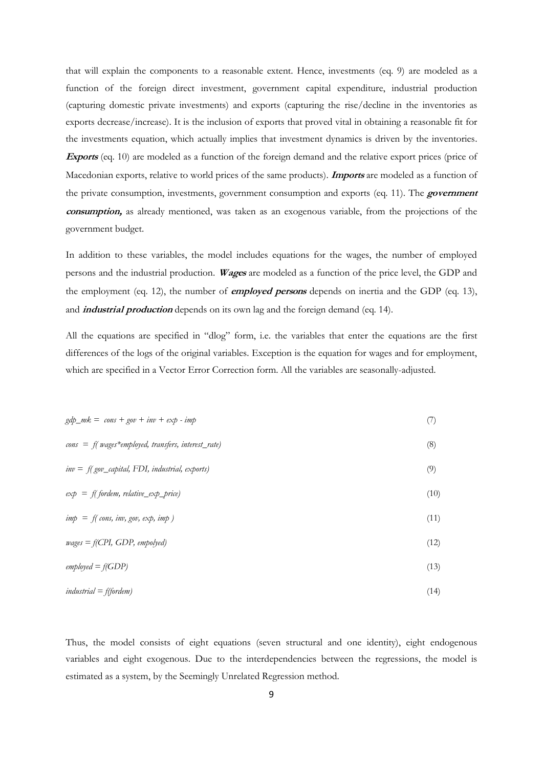that will explain the components to a reasonable extent. Hence, investments (eq. 9) are modeled as a function of the foreign direct investment, government capital expenditure, industrial production (capturing domestic private investments) and exports (capturing the rise/decline in the inventories as exports decrease/increase). It is the inclusion of exports that proved vital in obtaining a reasonable fit for the investments equation, which actually implies that investment dynamics is driven by the inventories. ***Exports*** (eq. 10) are modeled as a function of the foreign demand and the relative export prices (price of Macedonian exports, relative to world prices of the same products). ***Imports*** are modeled as a function of the private consumption, investments, government consumption and exports (eq. 11). The ***government consumption,*** as already mentioned, was taken as an exogenous variable, from the projections of the government budget.

In addition to these variables, the model includes equations for the wages, the number of employed persons and the industrial production. ***Wages*** are modeled as a function of the price level, the GDP and the employment (eq. 12), the number of ***employed persons*** depends on inertia and the GDP (eq. 13), and ***industrial production*** depends on its own lag and the foreign demand (eq. 14).

All the equations are specified in "dlog" form, i.e. the variables that enter the equations are the first differences of the logs of the original variables. Exception is the equation for wages and for employment, which are specified in a Vector Error Correction form. All the variables are seasonally-adjusted.

$$gdp\_mk = cons + gov + inv + exp - imp \qquad (7)$$

$$cons = f(wages*employed, transfers, interest\_rate) \qquad (8)$$

$$inv = f(gov\_capital, FDI, industrial, exports) \qquad (9)$$

$$exp = f(fordem, relative\_exp\_price) \qquad (10)$$

$$imp = f(cons, inv, gov, exp, imp) \qquad (11)$$

$$wages = f(CPI, GDP, empolyed) \qquad (12)$$

$$employed = f(GDP) \qquad (13)$$

$$industrial = f(fordem) \qquad (14)$$

Thus, the model consists of eight equations (seven structural and one identity), eight endogenous variables and eight exogenous. Due to the interdependencies between the regressions, the model is estimated as a system, by the Seemingly Unrelated Regression method.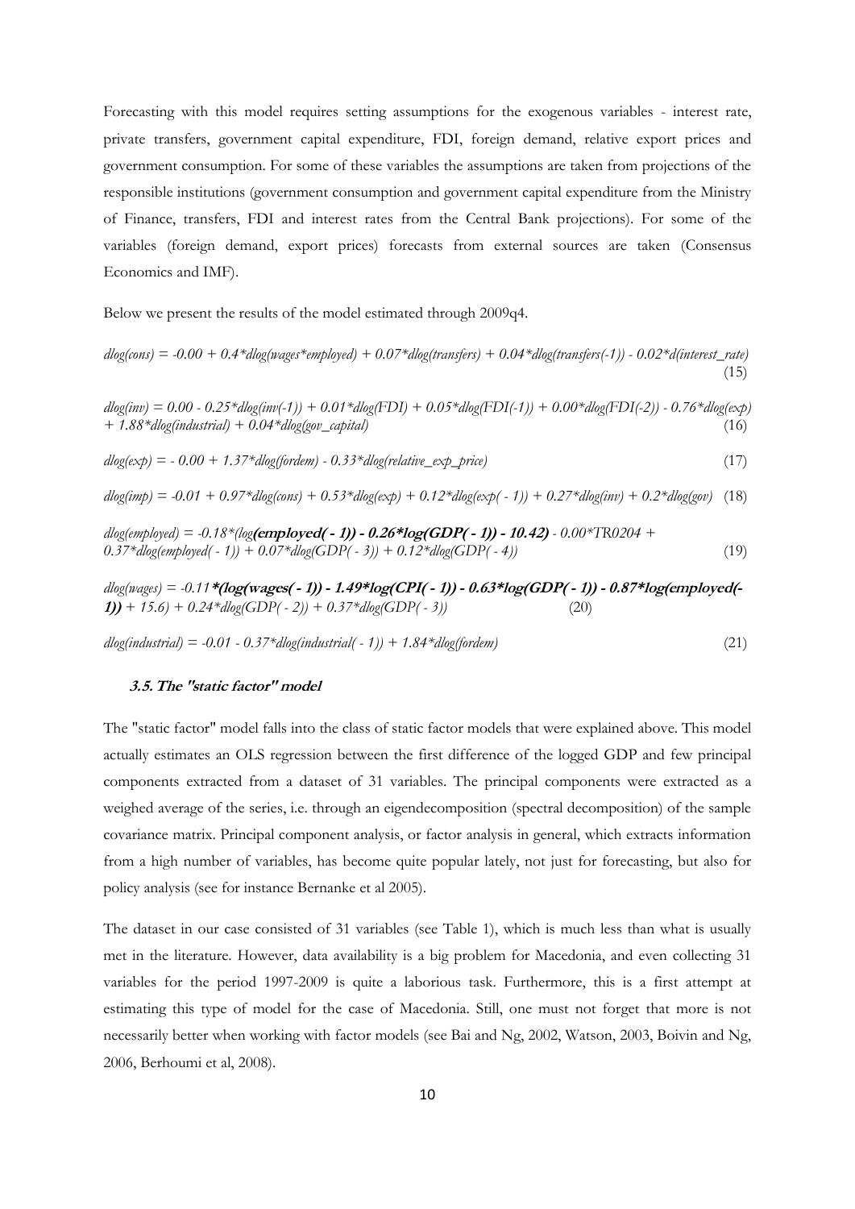Forecasting with this model requires setting assumptions for the exogenous variables - interest rate, private transfers, government capital expenditure, FDI, foreign demand, relative export prices and government consumption. For some of these variables the assumptions are taken from projections of the responsible institutions (government consumption and government capital expenditure from the Ministry of Finance, transfers, FDI and interest rates from the Central Bank projections). For some of the variables (foreign demand, export prices) forecasts from external sources are taken (Consensus Economics and IMF).

Below we present the results of the model estimated through 2009q4.

$$dlog(cons) = -0.00 + 0.4*dlog(wages*employed) + 0.07*dlog(transfers) + 0.04*dlog(transfers(-1)) - 0.02*d(interest\_rate) \quad (15)$$

$$dlog(inv) = 0.00 - 0.25*dlog(inv(-1)) + 0.01*dlog(FDI) + 0.05*dlog(FDI(-1)) + 0.00*dlog(FDI(-2)) - 0.76*dlog(exp) + 1.88*dlog(industrial) + 0.04*dlog(gov\_capital) \quad (16)$$

$$dlog(exp) = - 0.00 + 1.37*dlog(fordem) - 0.33*dlog(relative\_exp\_price) \quad (17)$$

$$dlog(imp) = -0.01 + 0.97*dlog(cons) + 0.53*dlog(exp) + 0.12*dlog(exp( - 1)) + 0.27*dlog(inv) + 0.2*dlog(gov) \quad (18)$$

$$dlog(employed) = -0.18*(\mathbf{log(employed( - 1)) - 0.26*log(GDP( - 1)) - 10.42}) - 0.00*TR0204 + 0.37*dlog(employed( - 1)) + 0.07*dlog(GDP( - 3)) + 0.12*dlog(GDP( - 4)) \quad (19)$$

$$dlog(wages) = -0.11\mathbf{*(log(wages( - 1)) - 1.49*log(CPI( - 1)) - 0.63*log(GDP( - 1)) - 0.87*log(employed( - 1)) + 15.6)} + 0.24*dlog(GDP( - 2)) + 0.37*dlog(GDP( - 3)) \quad (20)$$

$$dlog(industrial) = -0.01 - 0.37*dlog(industrial( - 1)) + 1.84*dlog(fordem) \quad (21)$$

### 3.5. The "static factor" model

The "static factor" model falls into the class of static factor models that were explained above. This model actually estimates an OLS regression between the first difference of the logged GDP and few principal components extracted from a dataset of 31 variables. The principal components were extracted as a weighed average of the series, i.e. through an eigendecomposition (spectral decomposition) of the sample covariance matrix. Principal component analysis, or factor analysis in general, which extracts information from a high number of variables, has become quite popular lately, not just for forecasting, but also for policy analysis (see for instance Bernanke et al 2005).

The dataset in our case consisted of 31 variables (see Table 1), which is much less than what is usually met in the literature. However, data availability is a big problem for Macedonia, and even collecting 31 variables for the period 1997-2009 is quite a laborious task. Furthermore, this is a first attempt at estimating this type of model for the case of Macedonia. Still, one must not forget that more is not necessarily better when working with factor models (see Bai and Ng, 2002, Watson, 2003, Boivin and Ng, 2006, Berhoumi et al, 2008).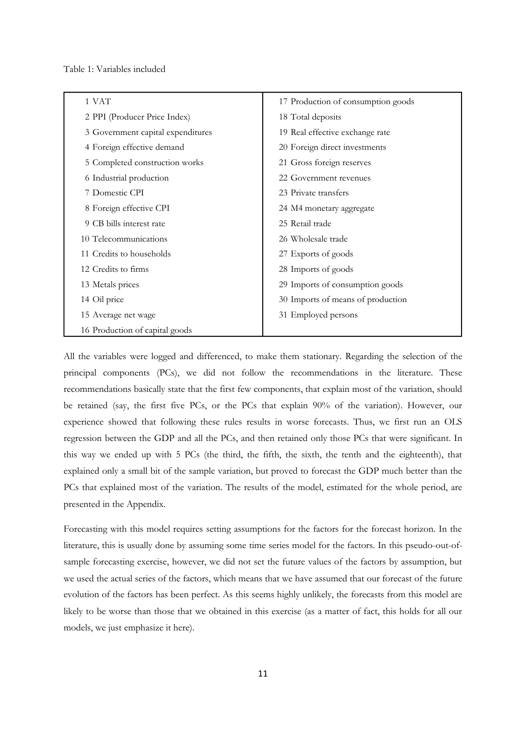Table 1: Variables included

| | |
|---|---|
| 1 VAT | 17 Production of consumption goods |
| 2 PPI (Producer Price Index) | 18 Total deposits |
| 3 Government capital expenditures | 19 Real effective exchange rate |
| 4 Foreign effective demand | 20 Foreign direct investments |
| 5 Completed construction works | 21 Gross foreign reserves |
| 6 Industrial production | 22 Government revenues |
| 7 Domestic CPI | 23 Private transfers |
| 8 Foreign effective CPI | 24 M4 monetary aggregate |
| 9 CB bills interest rate | 25 Retail trade |
| 10 Telecommunications | 26 Wholesale trade |
| 11 Credits to households | 27 Exports of goods |
| 12 Credits to firms | 28 Imports of goods |
| 13 Metals prices | 29 Imports of consumption goods |
| 14 Oil price | 30 Imports of means of production |
| 15 Average net wage | 31 Employed persons |
| 16 Production of capital goods | |

All the variables were logged and differenced, to make them stationary. Regarding the selection of the principal components (PCs), we did not follow the recommendations in the literature. These recommendations basically state that the first few components, that explain most of the variation, should be retained (say, the first five PCs, or the PCs that explain 90% of the variation). However, our experience showed that following these rules results in worse forecasts. Thus, we first run an OLS regression between the GDP and all the PCs, and then retained only those PCs that were significant. In this way we ended up with 5 PCs (the third, the fifth, the sixth, the tenth and the eighteenth), that explained only a small bit of the sample variation, but proved to forecast the GDP much better than the PCs that explained most of the variation. The results of the model, estimated for the whole period, are presented in the Appendix.

Forecasting with this model requires setting assumptions for the factors for the forecast horizon. In the literature, this is usually done by assuming some time series model for the factors. In this pseudo-out-of-sample forecasting exercise, however, we did not set the future values of the factors by assumption, but we used the actual series of the factors, which means that we have assumed that our forecast of the future evolution of the factors has been perfect. As this seems highly unlikely, the forecasts from this model are likely to be worse than those that we obtained in this exercise (as a matter of fact, this holds for all our models, we just emphasize it here).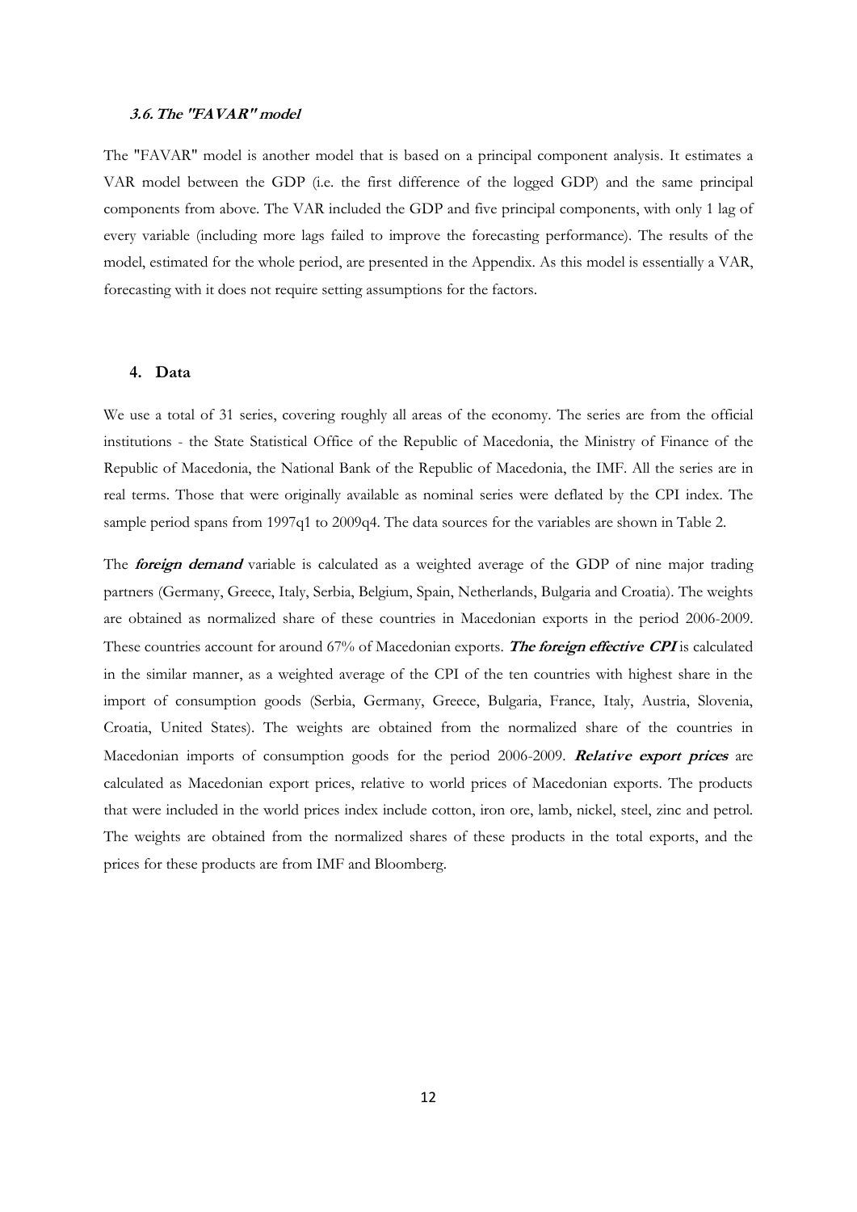### 3.6. The "FAVAR" model

The "FAVAR" model is another model that is based on a principal component analysis. It estimates a VAR model between the GDP (i.e. the first difference of the logged GDP) and the same principal components from above. The VAR included the GDP and five principal components, with only 1 lag of every variable (including more lags failed to improve the forecasting performance). The results of the model, estimated for the whole period, are presented in the Appendix. As this model is essentially a VAR, forecasting with it does not require setting assumptions for the factors.

## 4. Data

We use a total of 31 series, covering roughly all areas of the economy. The series are from the official institutions - the State Statistical Office of the Republic of Macedonia, the Ministry of Finance of the Republic of Macedonia, the National Bank of the Republic of Macedonia, the IMF. All the series are in real terms. Those that were originally available as nominal series were deflated by the CPI index. The sample period spans from 1997q1 to 2009q4. The data sources for the variables are shown in Table 2.

The ***foreign demand*** variable is calculated as a weighted average of the GDP of nine major trading partners (Germany, Greece, Italy, Serbia, Belgium, Spain, Netherlands, Bulgaria and Croatia). The weights are obtained as normalized share of these countries in Macedonian exports in the period 2006-2009. These countries account for around 67% of Macedonian exports. ***The foreign effective CPI*** is calculated in the similar manner, as a weighted average of the CPI of the ten countries with highest share in the import of consumption goods (Serbia, Germany, Greece, Bulgaria, France, Italy, Austria, Slovenia, Croatia, United States). The weights are obtained from the normalized share of the countries in Macedonian imports of consumption goods for the period 2006-2009. ***Relative export prices*** are calculated as Macedonian export prices, relative to world prices of Macedonian exports. The products that were included in the world prices index include cotton, iron ore, lamb, nickel, steel, zinc and petrol. The weights are obtained from the normalized shares of these products in the total exports, and the prices for these products are from IMF and Bloomberg.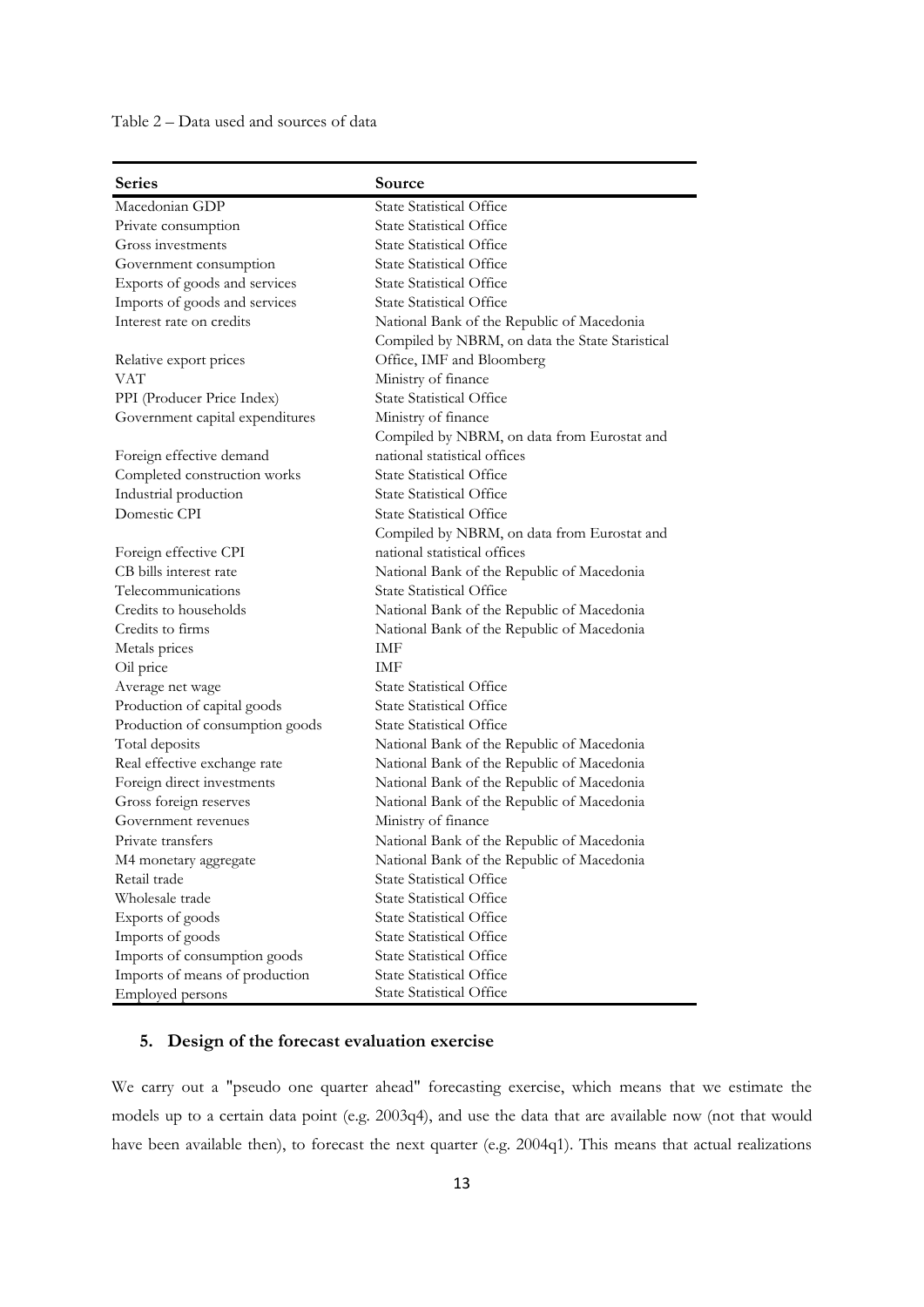Table 2 – Data used and sources of data

| Series | Source |
|---|---|
| Macedonian GDP | State Statistical Office |
| Private consumption | State Statistical Office |
| Gross investments | State Statistical Office |
| Government consumption | State Statistical Office |
| Exports of goods and services | State Statistical Office |
| Imports of goods and services | State Statistical Office |
| Interest rate on credits | National Bank of the Republic of Macedonia |
| Relative export prices | Compiled by NBRM, on data the State Staristical Office, IMF and Bloomberg |
| VAT | Ministry of finance |
| PPI (Producer Price Index) | State Statistical Office |
| Government capital expenditures | Ministry of finance |
| Foreign effective demand | Compiled by NBRM, on data from Eurostat and national statistical offices |
| Completed construction works | State Statistical Office |
| Industrial production | State Statistical Office |
| Domestic CPI | State Statistical Office |
| Foreign effective CPI | Compiled by NBRM, on data from Eurostat and national statistical offices |
| CB bills interest rate | National Bank of the Republic of Macedonia |
| Telecommunications | State Statistical Office |
| Credits to households | National Bank of the Republic of Macedonia |
| Credits to firms | National Bank of the Republic of Macedonia |
| Metals prices | IMF |
| Oil price | IMF |
| Average net wage | State Statistical Office |
| Production of capital goods | State Statistical Office |
| Production of consumption goods | State Statistical Office |
| Total deposits | National Bank of the Republic of Macedonia |
| Real effective exchange rate | National Bank of the Republic of Macedonia |
| Foreign direct investments | National Bank of the Republic of Macedonia |
| Gross foreign reserves | National Bank of the Republic of Macedonia |
| Government revenues | Ministry of finance |
| Private transfers | National Bank of the Republic of Macedonia |
| M4 monetary aggregate | National Bank of the Republic of Macedonia |
| Retail trade | State Statistical Office |
| Wholesale trade | State Statistical Office |
| Exports of goods | State Statistical Office |
| Imports of goods | State Statistical Office |
| Imports of consumption goods | State Statistical Office |
| Imports of means of production | State Statistical Office |
| Employed persons | State Statistical Office |

## 5. Design of the forecast evaluation exercise

We carry out a "pseudo one quarter ahead" forecasting exercise, which means that we estimate the models up to a certain data point (e.g. 2003q4), and use the data that are available now (not that would have been available then), to forecast the next quarter (e.g. 2004q1). This means that actual realizations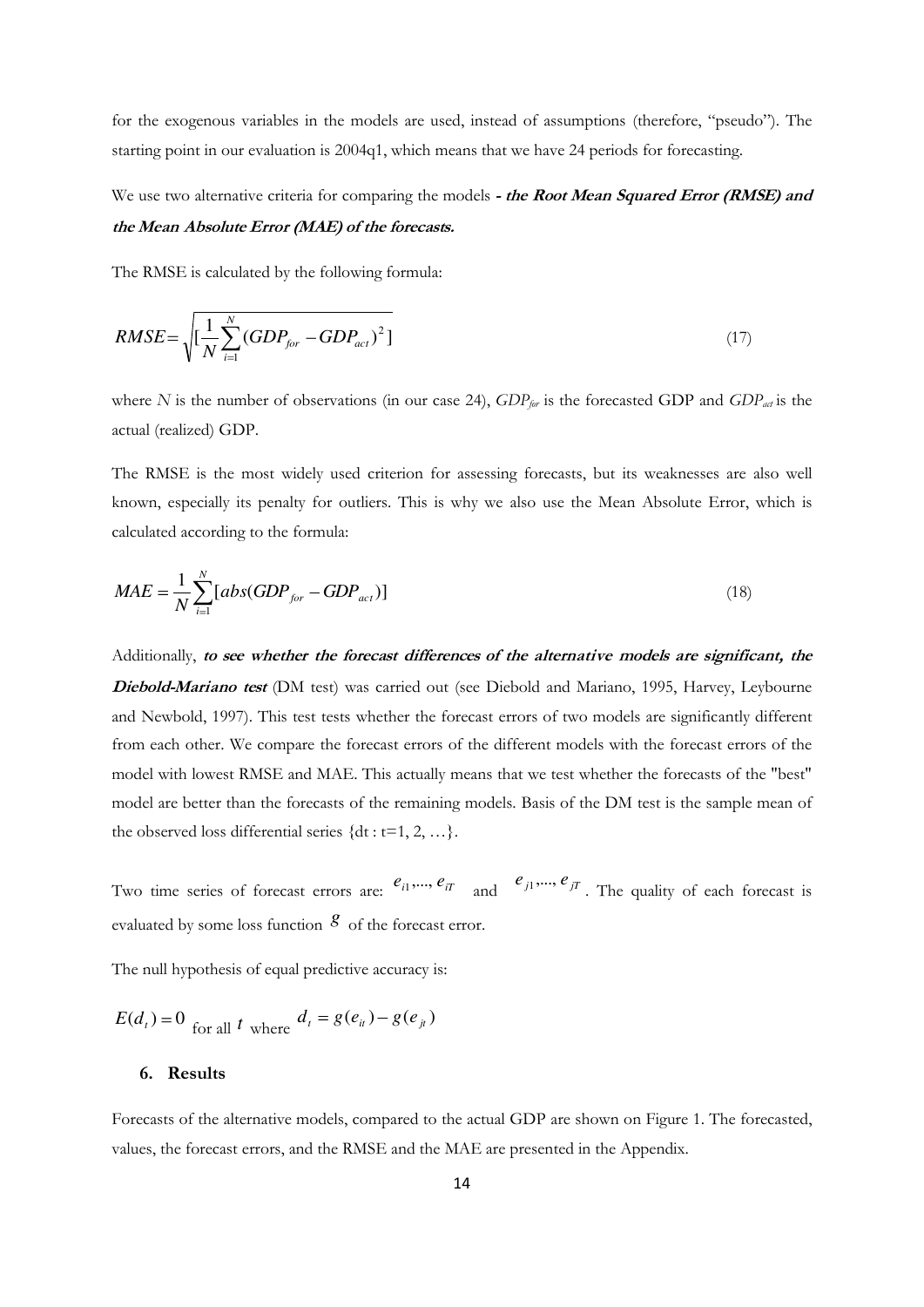for the exogenous variables in the models are used, instead of assumptions (therefore, "pseudo"). The starting point in our evaluation is 2004q1, which means that we have 24 periods for forecasting.

We use two alternative criteria for comparing the models ***- the Root Mean Squared Error (RMSE) and the Mean Absolute Error (MAE) of the forecasts.***

The RMSE is calculated by the following formula:

$$RMSE = \sqrt{[\frac{1}{N}\sum_{i=1}^{N}(GDP_{for} - GDP_{act})^2]} \tag{17}$$

where $N$ is the number of observations (in our case 24), $GDP_{for}$ is the forecasted GDP and $GDP_{act}$ is the actual (realized) GDP.

The RMSE is the most widely used criterion for assessing forecasts, but its weaknesses are also well known, especially its penalty for outliers. This is why we also use the Mean Absolute Error, which is calculated according to the formula:

$$MAE = \frac{1}{N}\sum_{i=1}^{N}[abs(GDP_{for} - GDP_{act})] \tag{18}$$

Additionally, ***to see whether the forecast differences of the alternative models are significant, the Diebold-Mariano test*** (DM test) was carried out (see Diebold and Mariano, 1995, Harvey, Leybourne and Newbold, 1997). This test tests whether the forecast errors of two models are significantly different from each other. We compare the forecast errors of the different models with the forecast errors of the model with lowest RMSE and MAE. This actually means that we test whether the forecasts of the "best" model are better than the forecasts of the remaining models. Basis of the DM test is the sample mean of the observed loss differential series {dt : t=1, 2, …}.

Two time series of forecast errors are: $e_{i1},..., e_{iT}$ and $e_{j1},..., e_{jT}$. The quality of each forecast is evaluated by some loss function $g$ of the forecast error.

The null hypothesis of equal predictive accuracy is:

$E(d_t) = 0$ for all $t$ where $d_t = g(e_{it}) - g(e_{jt})$

## 6. Results

Forecasts of the alternative models, compared to the actual GDP are shown on Figure 1. The forecasted, values, the forecast errors, and the RMSE and the MAE are presented in the Appendix.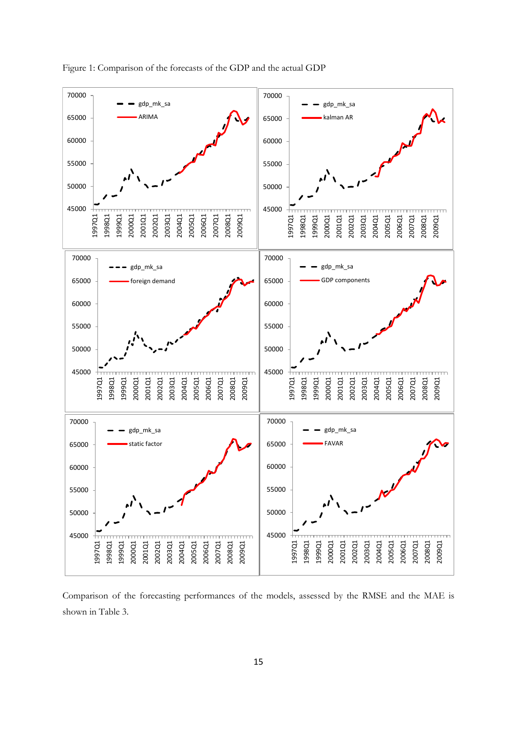Figure 1: Comparison of the forecasts of the GDP and the actual GDP

Comparison of the forecasting performances of the models, assessed by the RMSE and the MAE is shown in Table 3.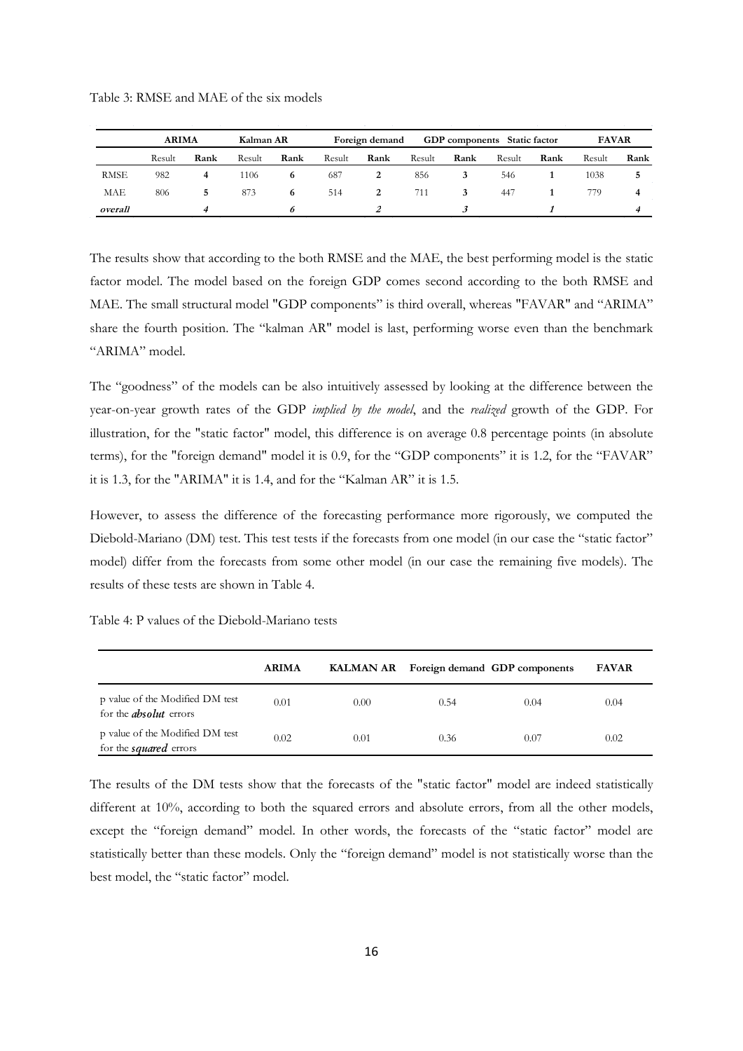Table 3: RMSE and MAE of the six models

| | ARIMA | | Kalman AR | | Foreign demand | | GDP components | | Static factor | | FAVAR | |
|---|---|---|---|---|---|---|---|---|---|---|---|---|
| | Result | Rank | Result | Rank | Result | Rank | Result | Rank | Result | Rank | Result | Rank |
| RMSE | 982 | **4** | 1106 | **6** | 687 | **2** | 856 | **3** | 546 | **1** | 1038 | **5** |
| MAE | 806 | **5** | 873 | **6** | 514 | **2** | 711 | **3** | 447 | **1** | 779 | **4** |
| ***overall*** | | ***4*** | | ***6*** | | ***2*** | | ***3*** | | ***1*** | | ***4*** |

The results show that according to the both RMSE and the MAE, the best performing model is the static factor model. The model based on the foreign GDP comes second according to the both RMSE and MAE. The small structural model "GDP components" is third overall, whereas "FAVAR" and "ARIMA" share the fourth position. The "kalman AR" model is last, performing worse even than the benchmark "ARIMA" model.

The "goodness" of the models can be also intuitively assessed by looking at the difference between the year-on-year growth rates of the GDP *implied by the model*, and the *realized* growth of the GDP. For illustration, for the "static factor" model, this difference is on average 0.8 percentage points (in absolute terms), for the "foreign demand" model it is 0.9, for the "GDP components" it is 1.2, for the "FAVAR" it is 1.3, for the "ARIMA" it is 1.4, and for the "Kalman AR" it is 1.5.

However, to assess the difference of the forecasting performance more rigorously, we computed the Diebold-Mariano (DM) test. This test tests if the forecasts from one model (in our case the "static factor" model) differ from the forecasts from some other model (in our case the remaining five models). The results of these tests are shown in Table 4.

Table 4: P values of the Diebold-Mariano tests

| | ARIMA | KALMAN AR | Foreign demand | GDP components | FAVAR |
|---|---|---|---|---|---|
| p value of the Modified DM test for the ***absolut*** errors | 0.01 | 0.00 | 0.54 | 0.04 | 0.04 |
| p value of the Modified DM test for the ***squared*** errors | 0.02 | 0.01 | 0.36 | 0.07 | 0.02 |

The results of the DM tests show that the forecasts of the "static factor" model are indeed statistically different at 10%, according to both the squared errors and absolute errors, from all the other models, except the "foreign demand" model. In other words, the forecasts of the "static factor" model are statistically better than these models. Only the "foreign demand" model is not statistically worse than the best model, the "static factor" model.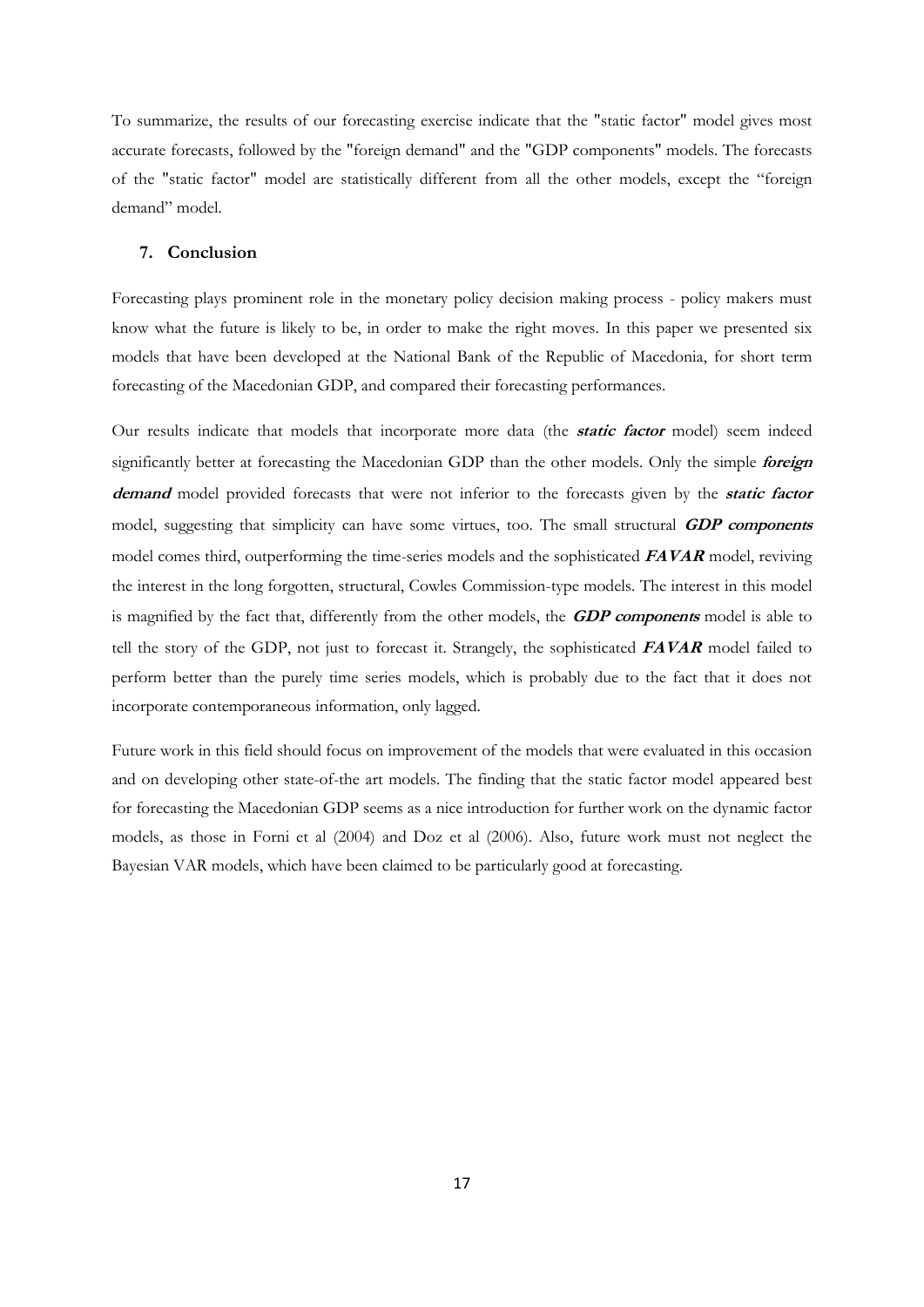To summarize, the results of our forecasting exercise indicate that the "static factor" model gives most accurate forecasts, followed by the "foreign demand" and the "GDP components" models. The forecasts of the "static factor" model are statistically different from all the other models, except the "foreign demand" model.

## 7. Conclusion

Forecasting plays prominent role in the monetary policy decision making process - policy makers must know what the future is likely to be, in order to make the right moves. In this paper we presented six models that have been developed at the National Bank of the Republic of Macedonia, for short term forecasting of the Macedonian GDP, and compared their forecasting performances.

Our results indicate that models that incorporate more data (the ***static factor*** model) seem indeed significantly better at forecasting the Macedonian GDP than the other models. Only the simple ***foreign demand*** model provided forecasts that were not inferior to the forecasts given by the ***static factor*** model, suggesting that simplicity can have some virtues, too. The small structural ***GDP components*** model comes third, outperforming the time-series models and the sophisticated ***FAVAR*** model, reviving the interest in the long forgotten, structural, Cowles Commission-type models. The interest in this model is magnified by the fact that, differently from the other models, the ***GDP components*** model is able to tell the story of the GDP, not just to forecast it. Strangely, the sophisticated ***FAVAR*** model failed to perform better than the purely time series models, which is probably due to the fact that it does not incorporate contemporaneous information, only lagged.

Future work in this field should focus on improvement of the models that were evaluated in this occasion and on developing other state-of-the art models. The finding that the static factor model appeared best for forecasting the Macedonian GDP seems as a nice introduction for further work on the dynamic factor models, as those in Forni et al (2004) and Doz et al (2006). Also, future work must not neglect the Bayesian VAR models, which have been claimed to be particularly good at forecasting.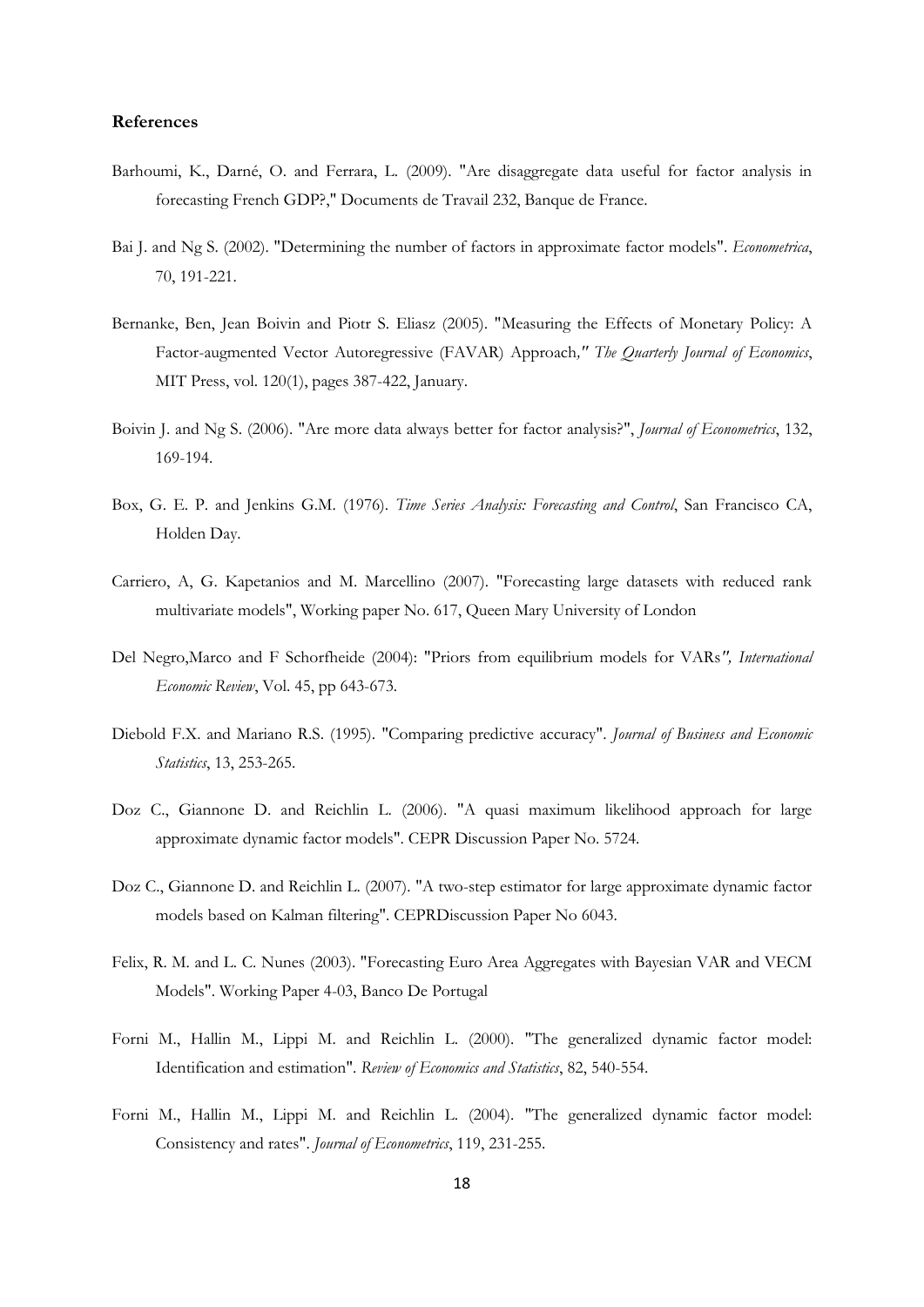**References**

Barhoumi, K., Darné, O. and Ferrara, L. (2009). "Are disaggregate data useful for factor analysis in forecasting French GDP?," Documents de Travail 232, Banque de France.

Bai J. and Ng S. (2002). "Determining the number of factors in approximate factor models". *Econometrica*, 70, 191-221.

Bernanke, Ben, Jean Boivin and Piotr S. Eliasz (2005). "Measuring the Effects of Monetary Policy: A Factor-augmented Vector Autoregressive (FAVAR) Approach*," The Quarterly Journal of Economics*, MIT Press, vol. 120(1), pages 387-422, January.

Boivin J. and Ng S. (2006). "Are more data always better for factor analysis?", *Journal of Econometrics*, 132, 169-194.

Box, G. E. P. and Jenkins G.M. (1976). *Time Series Analysis: Forecasting and Control*, San Francisco CA, Holden Day.

Carriero, A, G. Kapetanios and M. Marcellino (2007). "Forecasting large datasets with reduced rank multivariate models", Working paper No. 617, Queen Mary University of London

Del Negro,Marco and F Schorfheide (2004): "Priors from equilibrium models for VARs*", International Economic Review*, Vol. 45, pp 643-673.

Diebold F.X. and Mariano R.S. (1995). "Comparing predictive accuracy". *Journal of Business and Economic Statistics*, 13, 253-265.

Doz C., Giannone D. and Reichlin L. (2006). "A quasi maximum likelihood approach for large approximate dynamic factor models". CEPR Discussion Paper No. 5724.

Doz C., Giannone D. and Reichlin L. (2007). "A two-step estimator for large approximate dynamic factor models based on Kalman filtering". CEPRDiscussion Paper No 6043.

Felix, R. M. and L. C. Nunes (2003). "Forecasting Euro Area Aggregates with Bayesian VAR and VECM Models". Working Paper 4-03, Banco De Portugal

Forni M., Hallin M., Lippi M. and Reichlin L. (2000). "The generalized dynamic factor model: Identification and estimation". *Review of Economics and Statistics*, 82, 540-554.

Forni M., Hallin M., Lippi M. and Reichlin L. (2004). "The generalized dynamic factor model: Consistency and rates". *Journal of Econometrics*, 119, 231-255.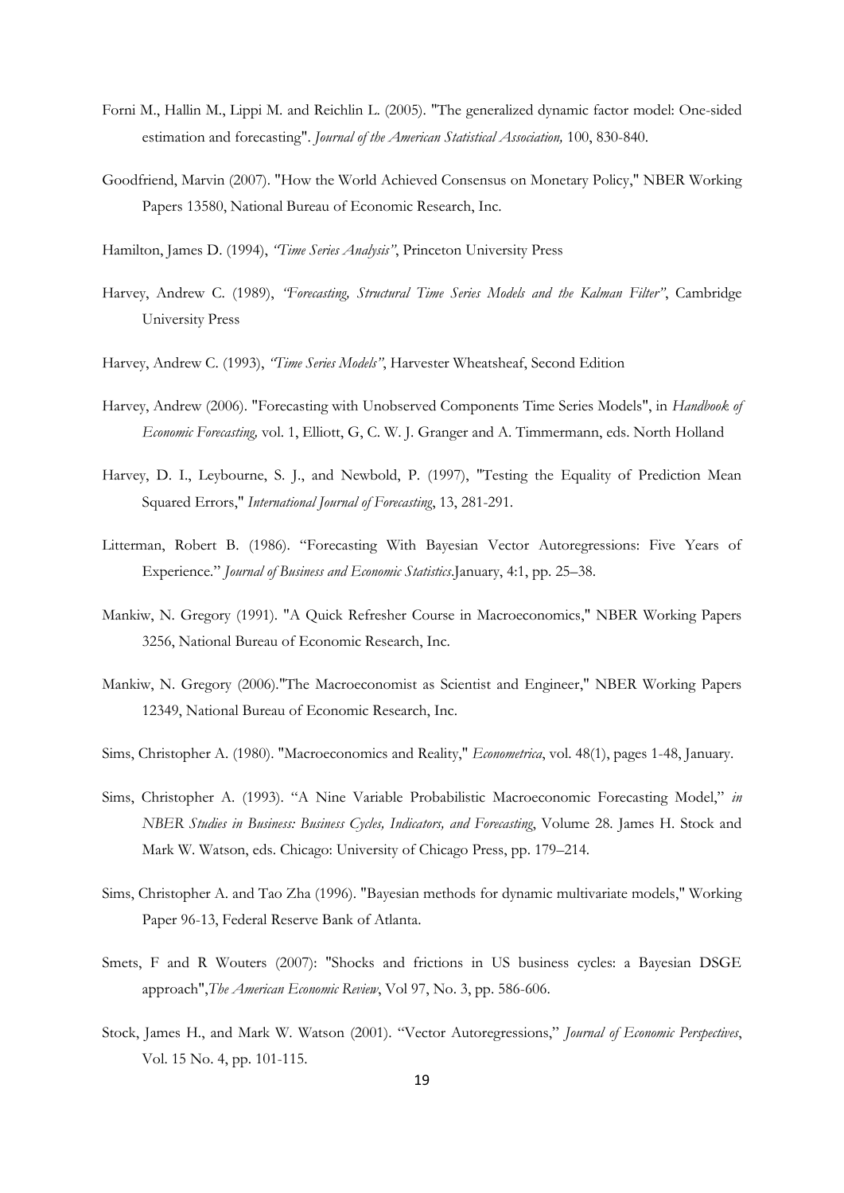Forni M., Hallin M., Lippi M. and Reichlin L. (2005). "The generalized dynamic factor model: One-sided estimation and forecasting". *Journal of the American Statistical Association,* 100, 830-840.

Goodfriend, Marvin (2007). "How the World Achieved Consensus on Monetary Policy," NBER Working Papers 13580, National Bureau of Economic Research, Inc.

Hamilton, James D. (1994), *"Time Series Analysis"*, Princeton University Press

Harvey, Andrew C. (1989), *"Forecasting, Structural Time Series Models and the Kalman Filter"*, Cambridge University Press

Harvey, Andrew C. (1993), *"Time Series Models"*, Harvester Wheatsheaf, Second Edition

Harvey, Andrew (2006). "Forecasting with Unobserved Components Time Series Models", in *Handbook of Economic Forecasting,* vol. 1, Elliott, G, C. W. J. Granger and A. Timmermann, eds. North Holland

Harvey, D. I., Leybourne, S. J., and Newbold, P. (1997), "Testing the Equality of Prediction Mean Squared Errors," *International Journal of Forecasting*, 13, 281-291.

Litterman, Robert B. (1986). "Forecasting With Bayesian Vector Autoregressions: Five Years of Experience." *Journal of Business and Economic Statistics*.January, 4:1, pp. 25–38.

Mankiw, N. Gregory (1991). "A Quick Refresher Course in Macroeconomics," NBER Working Papers 3256, National Bureau of Economic Research, Inc.

Mankiw, N. Gregory (2006)."The Macroeconomist as Scientist and Engineer," NBER Working Papers 12349, National Bureau of Economic Research, Inc.

Sims, Christopher A. (1980). "Macroeconomics and Reality," *Econometrica*, vol. 48(1), pages 1-48, January.

Sims, Christopher A. (1993). "A Nine Variable Probabilistic Macroeconomic Forecasting Model," *in NBER Studies in Business: Business Cycles, Indicators, and Forecasting*, Volume 28. James H. Stock and Mark W. Watson, eds. Chicago: University of Chicago Press, pp. 179–214.

Sims, Christopher A. and Tao Zha (1996). "Bayesian methods for dynamic multivariate models," Working Paper 96-13, Federal Reserve Bank of Atlanta.

Smets, F and R Wouters (2007): "Shocks and frictions in US business cycles: a Bayesian DSGE approach",*The American Economic Review*, Vol 97, No. 3, pp. 586-606.

Stock, James H., and Mark W. Watson (2001). "Vector Autoregressions," *Journal of Economic Perspectives*, Vol. 15 No. 4, pp. 101-115.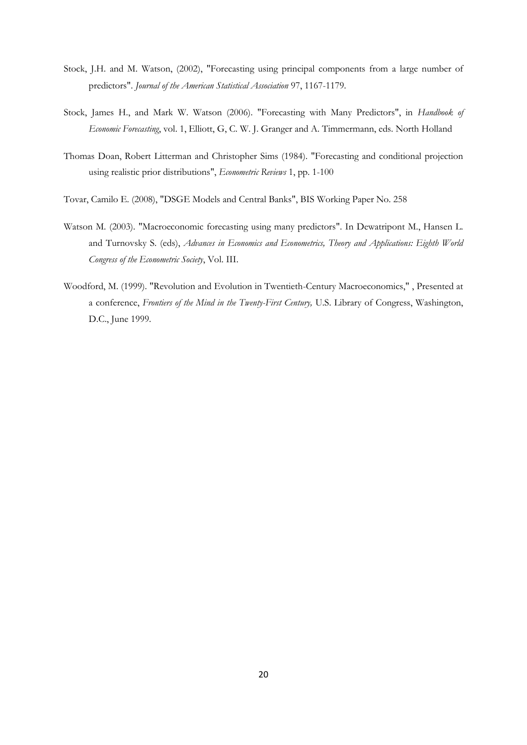Stock, J.H. and M. Watson, (2002), "Forecasting using principal components from a large number of predictors". *Journal of the American Statistical Association* 97, 1167-1179.

Stock, James H., and Mark W. Watson (2006). "Forecasting with Many Predictors", in *Handbook of Economic Forecasting*, vol. 1, Elliott, G, C. W. J. Granger and A. Timmermann, eds. North Holland

Thomas Doan, Robert Litterman and Christopher Sims (1984). "Forecasting and conditional projection using realistic prior distributions", *Econometric Reviews* 1, pp. 1-100

Tovar, Camilo E. (2008), "DSGE Models and Central Banks", BIS Working Paper No. 258

Watson M. (2003). "Macroeconomic forecasting using many predictors". In Dewatripont M., Hansen L. and Turnovsky S. (eds), *Advances in Economics and Econometrics, Theory and Applications: Eighth World Congress of the Econometric Society*, Vol. III.

Woodford, M. (1999). "Revolution and Evolution in Twentieth-Century Macroeconomics," , Presented at a conference, *Frontiers of the Mind in the Twenty-First Century,* U.S. Library of Congress, Washington, D.C., June 1999.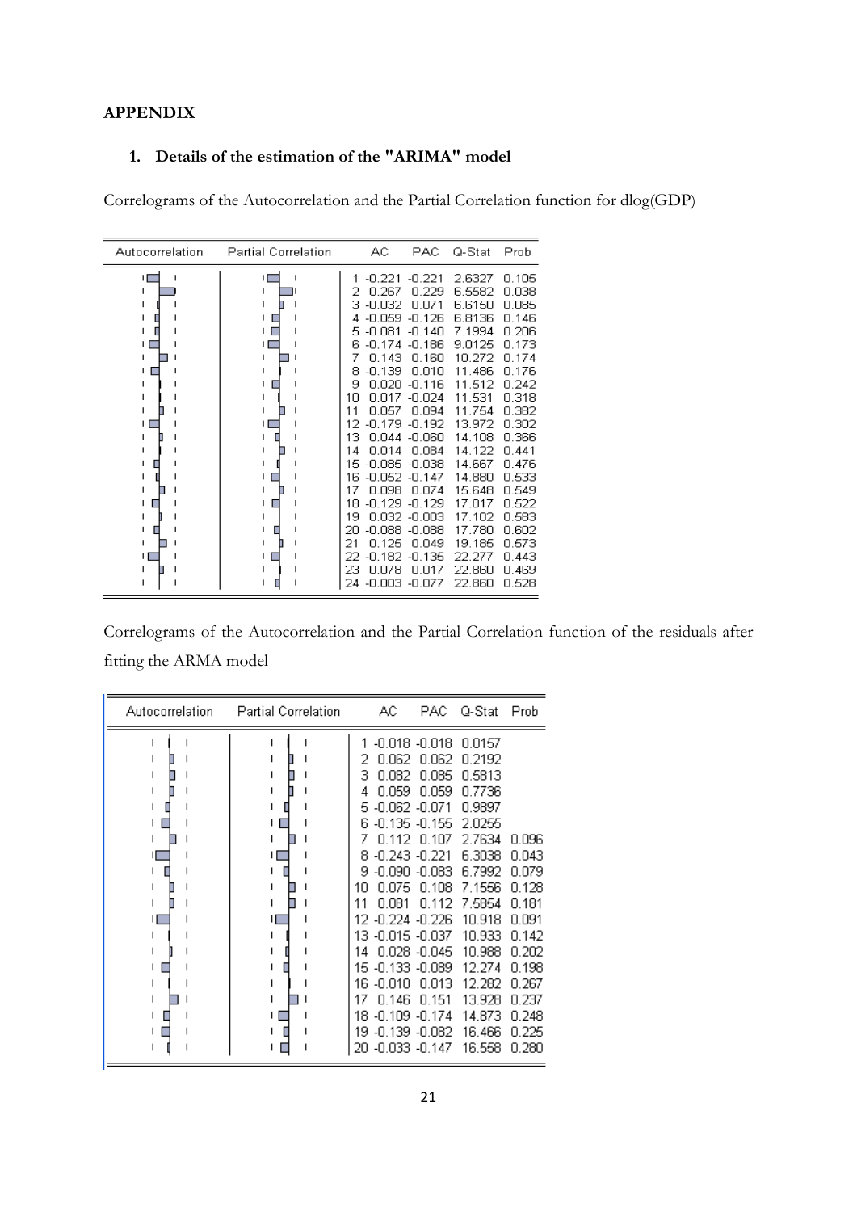**APPENDIX**

**1. Details of the estimation of the "ARIMA" model**

Correlograms of the Autocorrelation and the Partial Correlation function for dlog(GDP)

| Lag | AC | PAC | Q-Stat | Prob |
|---|---|---|---|---|
| 1 | -0.221 | -0.221 | 2.6327 | 0.105 |
| 2 | 0.267 | 0.229 | 6.5582 | 0.038 |
| 3 | -0.032 | 0.071 | 6.6150 | 0.085 |
| 4 | -0.059 | -0.126 | 6.8136 | 0.146 |
| 5 | -0.081 | -0.140 | 7.1994 | 0.206 |
| 6 | -0.174 | -0.186 | 9.0125 | 0.173 |
| 7 | 0.143 | 0.160 | 10.272 | 0.174 |
| 8 | -0.139 | 0.010 | 11.486 | 0.176 |
| 9 | 0.020 | -0.116 | 11.512 | 0.242 |
| 10 | 0.017 | -0.024 | 11.531 | 0.318 |
| 11 | 0.057 | 0.094 | 11.754 | 0.382 |
| 12 | -0.179 | -0.192 | 13.972 | 0.302 |
| 13 | 0.044 | -0.060 | 14.108 | 0.366 |
| 14 | 0.014 | 0.084 | 14.122 | 0.441 |
| 15 | -0.085 | -0.038 | 14.667 | 0.476 |
| 16 | -0.052 | -0.147 | 14.880 | 0.533 |
| 17 | 0.098 | 0.074 | 15.648 | 0.549 |
| 18 | -0.129 | -0.129 | 17.017 | 0.522 |
| 19 | 0.032 | -0.003 | 17.102 | 0.583 |
| 20 | -0.088 | -0.088 | 17.780 | 0.602 |
| 21 | 0.125 | 0.049 | 19.185 | 0.573 |
| 22 | -0.182 | -0.135 | 22.277 | 0.443 |
| 23 | 0.078 | 0.017 | 22.860 | 0.469 |
| 24 | -0.003 | -0.077 | 22.860 | 0.528 |

Correlograms of the Autocorrelation and the Partial Correlation function of the residuals after fitting the ARMA model

| Lag | AC | PAC | Q-Stat | Prob |
|---|---|---|---|---|
| 1 | -0.018 | -0.018 | 0.0157 | |
| 2 | 0.062 | 0.062 | 0.2192 | |
| 3 | 0.082 | 0.085 | 0.5813 | |
| 4 | 0.059 | 0.059 | 0.7736 | |
| 5 | -0.062 | -0.071 | 0.9897 | |
| 6 | -0.135 | -0.155 | 2.0255 | |
| 7 | 0.112 | 0.107 | 2.7634 | 0.096 |
| 8 | -0.243 | -0.221 | 6.3038 | 0.043 |
| 9 | -0.090 | -0.083 | 6.7992 | 0.079 |
| 10 | 0.075 | 0.108 | 7.1556 | 0.128 |
| 11 | 0.081 | 0.112 | 7.5854 | 0.181 |
| 12 | -0.224 | -0.226 | 10.918 | 0.091 |
| 13 | -0.015 | -0.037 | 10.933 | 0.142 |
| 14 | 0.028 | -0.045 | 10.988 | 0.202 |
| 15 | -0.133 | -0.089 | 12.274 | 0.198 |
| 16 | -0.010 | 0.013 | 12.282 | 0.267 |
| 17 | 0.146 | 0.151 | 13.928 | 0.237 |
| 18 | -0.109 | -0.174 | 14.873 | 0.248 |
| 19 | -0.139 | -0.082 | 16.466 | 0.225 |
| 20 | -0.033 | -0.147 | 16.558 | 0.280 |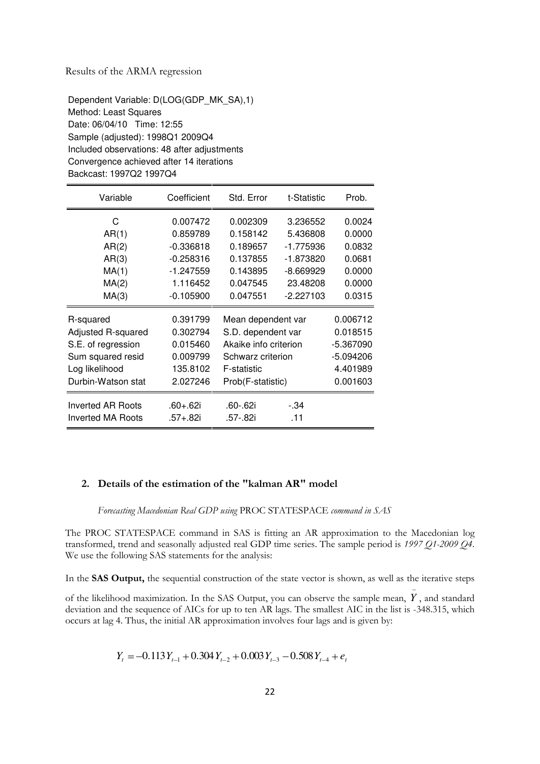Results of the ARMA regression

Dependent Variable: D(LOG(GDP_MK_SA),1)
Method: Least Squares
Date: 06/04/10 Time: 12:55
Sample (adjusted): 1998Q1 2009Q4
Included observations: 48 after adjustments
Convergence achieved after 14 iterations
Backcast: 1997Q2 1997Q4

| Variable | Coefficient | Std. Error | t-Statistic | Prob. |
|---|---|---|---|---|
| C | 0.007472 | 0.002309 | 3.236552 | 0.0024 |
| AR(1) | 0.859789 | 0.158142 | 5.436808 | 0.0000 |
| AR(2) | -0.336818 | 0.189657 | -1.775936 | 0.0832 |
| AR(3) | -0.258316 | 0.137855 | -1.873820 | 0.0681 |
| MA(1) | -1.247559 | 0.143895 | -8.669929 | 0.0000 |
| MA(2) | 1.116452 | 0.047545 | 23.48208 | 0.0000 |
| MA(3) | -0.105900 | 0.047551 | -2.227103 | 0.0315 |
| R-squared | 0.391799 | Mean dependent var | | 0.006712 |
| Adjusted R-squared | 0.302794 | S.D. dependent var | | 0.018515 |
| S.E. of regression | 0.015460 | Akaike info criterion | | -5.367090 |
| Sum squared resid | 0.009799 | Schwarz criterion | | -5.094206 |
| Log likelihood | 135.8102 | F-statistic | | 4.401989 |
| Durbin-Watson stat | 2.027246 | Prob(F-statistic) | | 0.001603 |
| Inverted AR Roots | .60+.62i | .60-.62i | -.34 | |
| Inverted MA Roots | .57+.82i | .57-.82i | .11 | |

## 2. Details of the estimation of the "kalman AR" model

*Forecasting Macedonian Real GDP using* PROC STATESPACE *command in SAS*

The PROC STATESPACE command in SAS is fitting an AR approximation to the Macedonian log transformed, trend and seasonally adjusted real GDP time series. The sample period is *1997 Q1-2009 Q4*. We use the following SAS statements for the analysis:

In the **SAS Output,** the sequential construction of the state vector is shown, as well as the iterative steps of the likelihood maximization. In the SAS Output, you can observe the sample mean, $\bar{Y}$, and standard deviation and the sequence of AICs for up to ten AR lags. The smallest AIC in the list is -348.315, which occurs at lag 4. Thus, the initial AR approximation involves four lags and is given by:

$$Y_t = -0.113Y_{t-1} + 0.304Y_{t-2} + 0.003Y_{t-3} - 0.508Y_{t-4} + e_t$$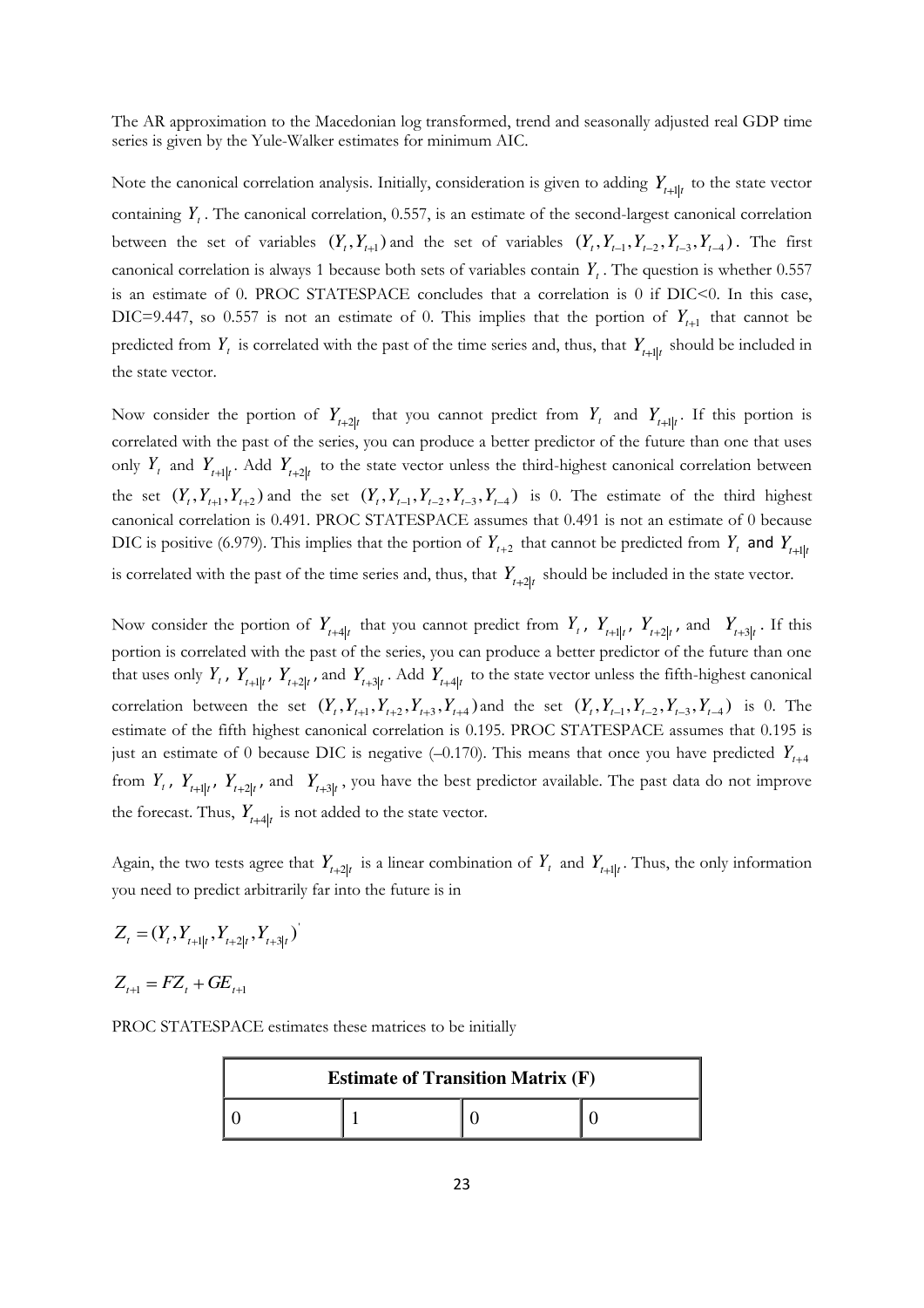The AR approximation to the Macedonian log transformed, trend and seasonally adjusted real GDP time series is given by the Yule-Walker estimates for minimum AIC.

Note the canonical correlation analysis. Initially, consideration is given to adding $Y_{t+1|t}$ to the state vector containing $Y_t$. The canonical correlation, 0.557, is an estimate of the second-largest canonical correlation between the set of variables $(Y_t, Y_{t+1})$ and the set of variables $(Y_t, Y_{t-1}, Y_{t-2}, Y_{t-3}, Y_{t-4})$. The first canonical correlation is always 1 because both sets of variables contain $Y_t$. The question is whether 0.557 is an estimate of 0. PROC STATESPACE concludes that a correlation is 0 if DIC<0. In this case, DIC=9.447, so 0.557 is not an estimate of 0. This implies that the portion of $Y_{t+1}$ that cannot be predicted from $Y_t$ is correlated with the past of the time series and, thus, that $Y_{t+1|t}$ should be included in the state vector.

Now consider the portion of $Y_{t+2|t}$ that you cannot predict from $Y_t$ and $Y_{t+1|t}$. If this portion is correlated with the past of the series, you can produce a better predictor of the future than one that uses only $Y_t$ and $Y_{t+1|t}$. Add $Y_{t+2|t}$ to the state vector unless the third-highest canonical correlation between the set $(Y_t, Y_{t+1}, Y_{t+2})$ and the set $(Y_t, Y_{t-1}, Y_{t-2}, Y_{t-3}, Y_{t-4})$ is 0. The estimate of the third highest canonical correlation is 0.491. PROC STATESPACE assumes that 0.491 is not an estimate of 0 because DIC is positive (6.979). This implies that the portion of $Y_{t+2}$ that cannot be predicted from $Y_t$ and $Y_{t+1|t}$ is correlated with the past of the time series and, thus, that $Y_{t+2|t}$ should be included in the state vector.

Now consider the portion of $Y_{t+4|t}$ that you cannot predict from $Y_t$, $Y_{t+1|t}$, $Y_{t+2|t}$, and $Y_{t+3|t}$. If this portion is correlated with the past of the series, you can produce a better predictor of the future than one that uses only $Y_t$, $Y_{t+1|t}$, $Y_{t+2|t}$, and $Y_{t+3|t}$. Add $Y_{t+4|t}$ to the state vector unless the fifth-highest canonical correlation between the set $(Y_t, Y_{t+1}, Y_{t+2}, Y_{t+3}, Y_{t+4})$ and the set $(Y_t, Y_{t-1}, Y_{t-2}, Y_{t-3}, Y_{t-4})$ is 0. The estimate of the fifth highest canonical correlation is 0.195. PROC STATESPACE assumes that 0.195 is just an estimate of 0 because DIC is negative (–0.170). This means that once you have predicted $Y_{t+4}$ from $Y_t$, $Y_{t+1|t}$, $Y_{t+2|t}$, and $Y_{t+3|t}$, you have the best predictor available. The past data do not improve the forecast. Thus, $Y_{t+4|t}$ is not added to the state vector.

Again, the two tests agree that $Y_{t+2|t}$ is a linear combination of $Y_t$ and $Y_{t+1|t}$. Thus, the only information you need to predict arbitrarily far into the future is in

$$Z_t = (Y_t, Y_{t+1|t}, Y_{t+2|t}, Y_{t+3|t})'$$

$$Z_{t+1} = FZ_t + GE_{t+1}$$

PROC STATESPACE estimates these matrices to be initially

| **Estimate of Transition Matrix (F)** | | | |
|---|---|---|---|
| 0 | 1 | 0 | 0 |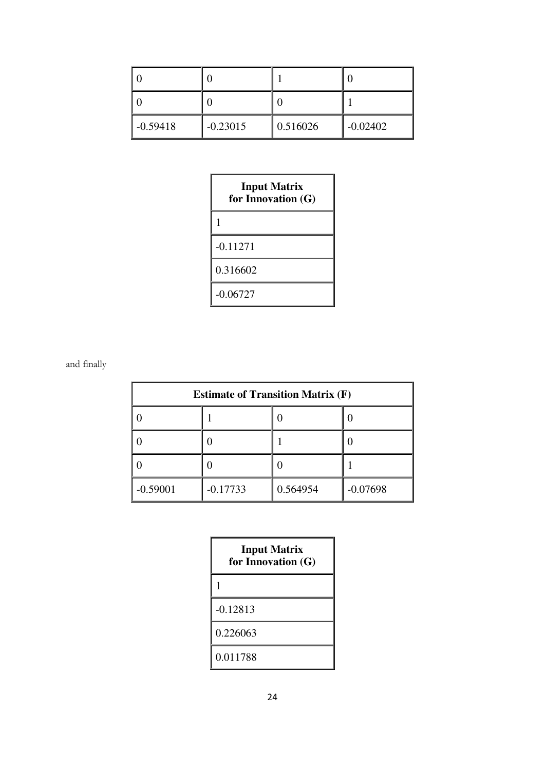| | | | |
|---|---|---|---|
| 0 | 0 | 1 | 0 |
| 0 | 0 | 0 | 1 |
| -0.59418 | -0.23015 | 0.516026 | -0.02402 |

| Input Matrix for Innovation (G) |
|---|
| 1 |
| -0.11271 |
| 0.316602 |
| -0.06727 |

and finally

| Estimate of Transition Matrix (F) | | | |
|---|---|---|---|
| 0 | 1 | 0 | 0 |
| 0 | 0 | 1 | 0 |
| 0 | 0 | 0 | 1 |
| -0.59001 | -0.17733 | 0.564954 | -0.07698 |

| Input Matrix for Innovation (G) |
|---|
| 1 |
| -0.12813 |
| 0.226063 |
| 0.011788 |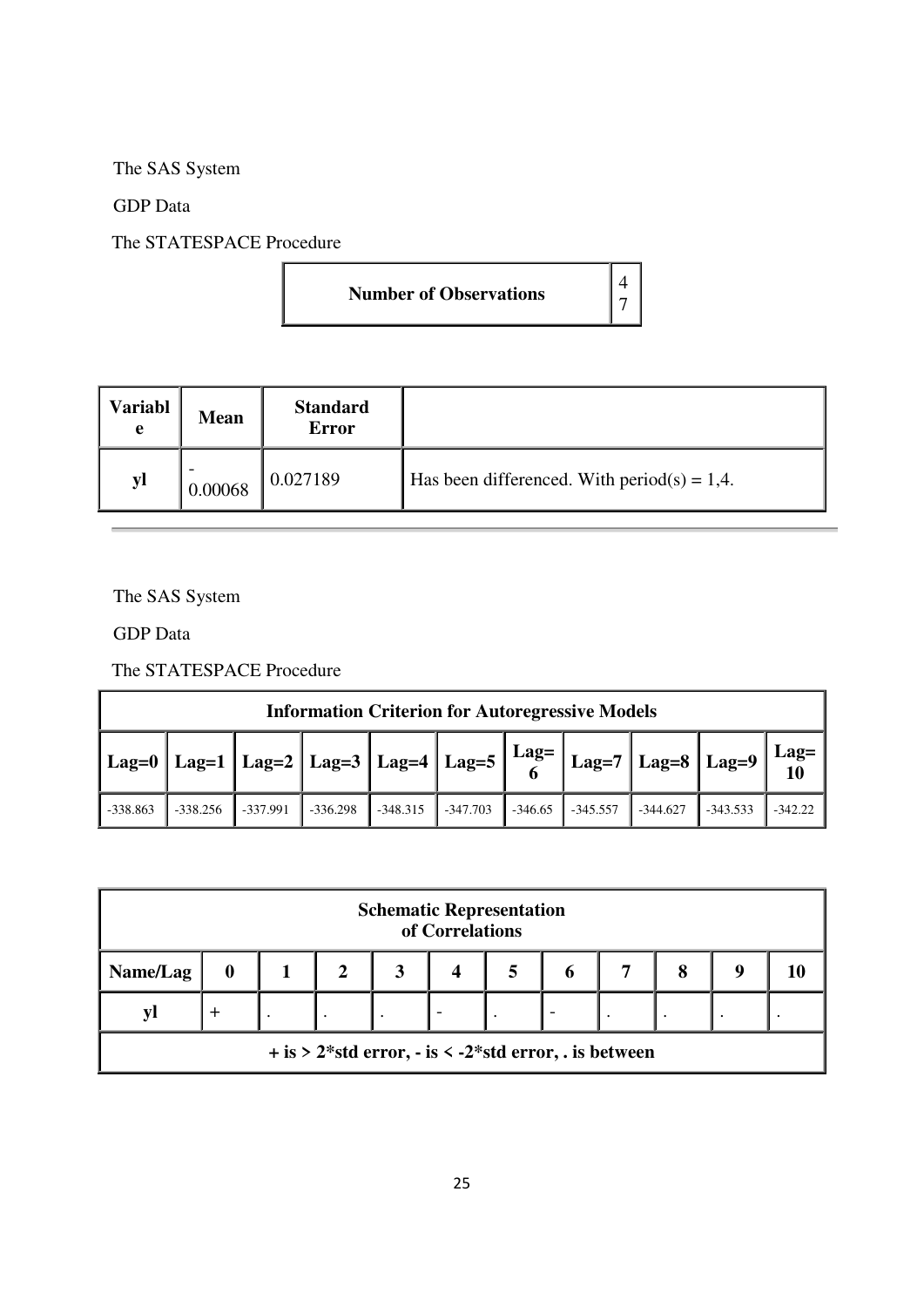The SAS System

GDP Data

The STATESPACE Procedure

| Number of Observations | 47 |
|---|---|

| Variable | Mean | Standard Error | |
|---|---|---|---|
| yl | -0.00068 | 0.027189 | Has been differenced. With period(s) = 1,4. |

---

The SAS System

GDP Data

The STATESPACE Procedure

| Information Criterion for Autoregressive Models | | | | | | | | | | |
|---|---|---|---|---|---|---|---|---|---|---|
| **Lag=0** | **Lag=1** | **Lag=2** | **Lag=3** | **Lag=4** | **Lag=5** | **Lag=6** | **Lag=7** | **Lag=8** | **Lag=9** | **Lag=10** |
| -338.863 | -338.256 | -337.991 | -336.298 | -348.315 | -347.703 | -346.65 | -345.557 | -344.627 | -343.533 | -342.22 |

| Schematic Representation of Correlations | | | | | | | | | | | |
|---|---|---|---|---|---|---|---|---|---|---|---|
| **Name/Lag** | **0** | **1** | **2** | **3** | **4** | **5** | **6** | **7** | **8** | **9** | **10** |
| **yl** | + | . | . | . | - | . | - | . | . | . | . |
| **+ is > 2*std error, - is < -2*std error, . is between** | | | | | | | | | | | |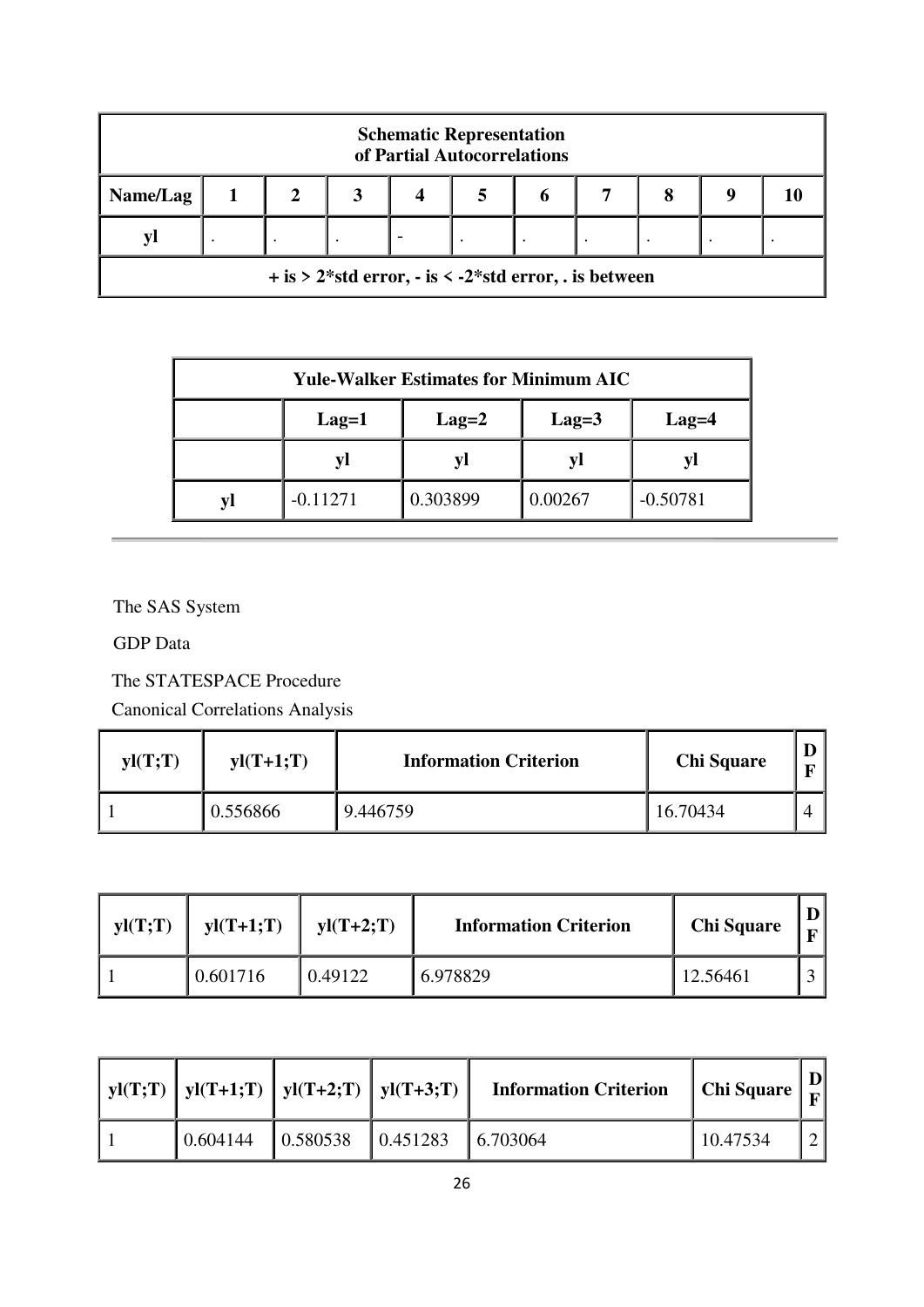| Schematic Representation of Partial Autocorrelations | | | | | | | | | | |
|---|---|---|---|---|---|---|---|---|---|---|
| Name/Lag | 1 | 2 | 3 | 4 | 5 | 6 | 7 | 8 | 9 | 10 |
| yl | . | . | . | - | . | . | . | . | . | . |
| + is > 2*std error, - is < -2*std error, . is between | | | | | | | | | | |

| Yule-Walker Estimates for Minimum AIC | | | | |
|---|---|---|---|---|
| | Lag=1 | Lag=2 | Lag=3 | Lag=4 |
| | yl | yl | yl | yl |
| yl | -0.11271 | 0.303899 | 0.00267 | -0.50781 |

---

The SAS System

GDP Data

The STATESPACE Procedure

Canonical Correlations Analysis

| yl(T;T) | yl(T+1;T) | Information Criterion | Chi Square | DF |
|---|---|---|---|---|
| 1 | 0.556866 | 9.446759 | 16.70434 | 4 |

| yl(T;T) | yl(T+1;T) | yl(T+2;T) | Information Criterion | Chi Square | DF |
|---|---|---|---|---|---|
| 1 | 0.601716 | 0.49122 | 6.978829 | 12.56461 | 3 |

| yl(T;T) | yl(T+1;T) | yl(T+2;T) | yl(T+3;T) | Information Criterion | Chi Square | DF |
|---|---|---|---|---|---|---|
| 1 | 0.604144 | 0.580538 | 0.451283 | 6.703064 | 10.47534 | 2 |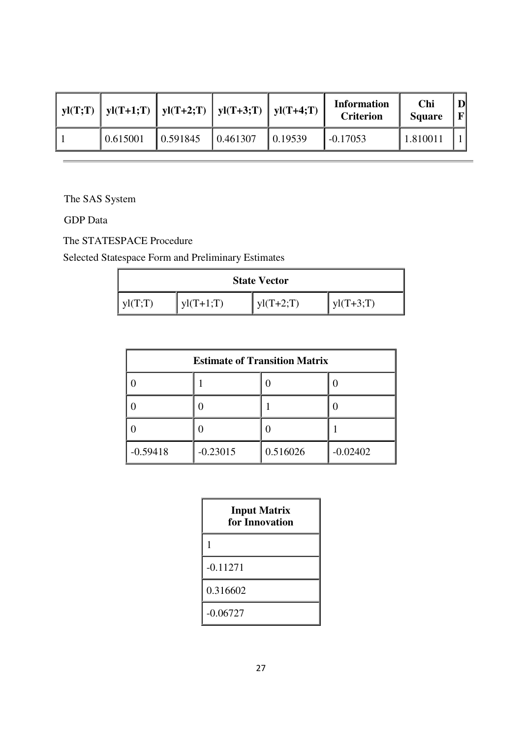| yl(T;T) | yl(T+1;T) | yl(T+2;T) | yl(T+3;T) | yl(T+4;T) | Information Criterion | Chi Square | DF |
|---|---|---|---|---|---|---|---|
| 1 | 0.615001 | 0.591845 | 0.461307 | 0.19539 | -0.17053 | 1.810011 | 1 |

---

The SAS System

GDP Data

The STATESPACE Procedure

Selected Statespace Form and Preliminary Estimates

| State Vector | | | |
|---|---|---|---|
| yl(T;T) | yl(T+1;T) | yl(T+2;T) | yl(T+3;T) |

| Estimate of Transition Matrix | | | |
|---|---|---|---|
| 0 | 1 | 0 | 0 |
| 0 | 0 | 1 | 0 |
| 0 | 0 | 0 | 1 |
| -0.59418 | -0.23015 | 0.516026 | -0.02402 |

| Input Matrix for Innovation |
|---|
| 1 |
| -0.11271 |
| 0.316602 |
| -0.06727 |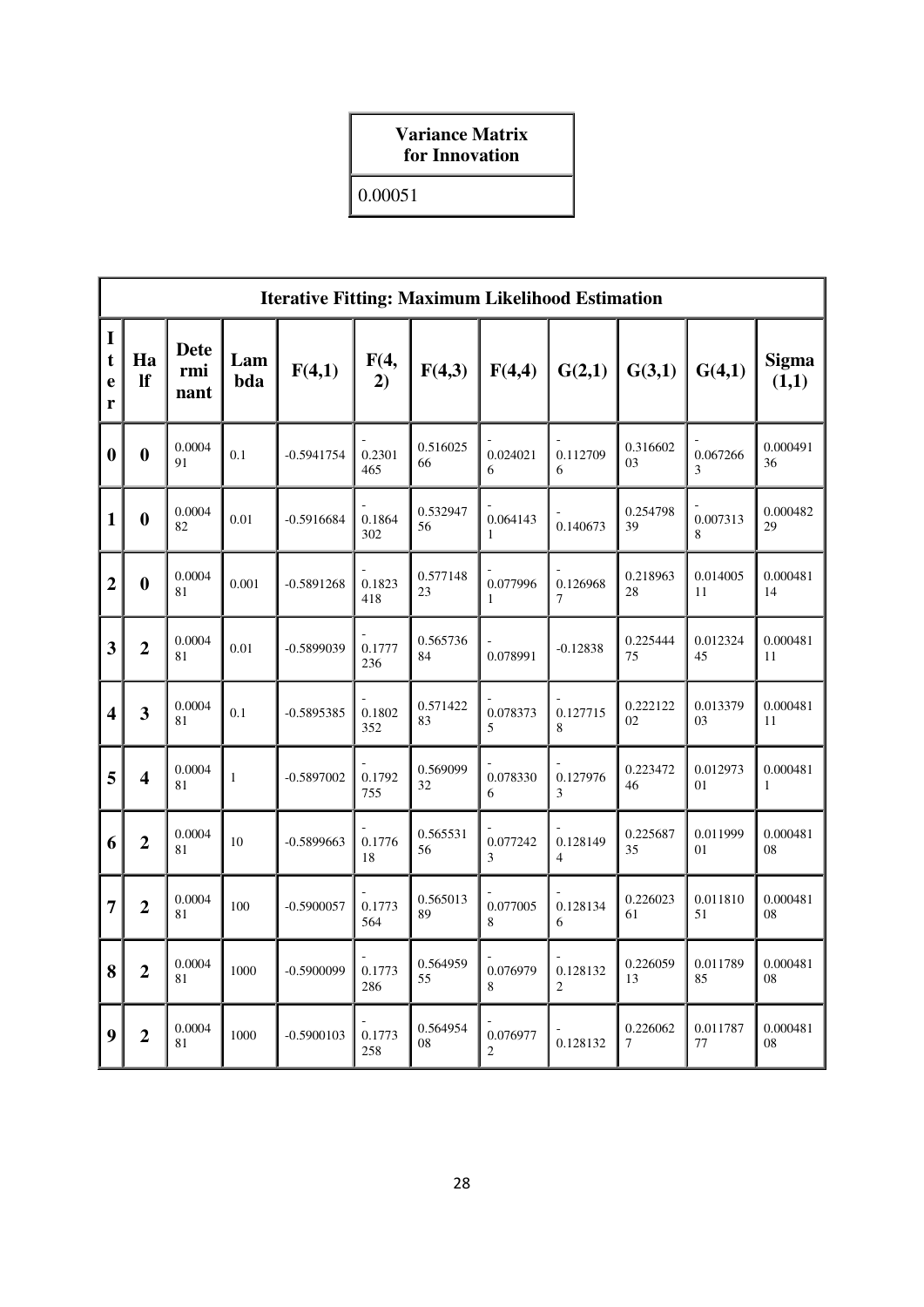| Variance Matrix for Innovation |
| --- |
| 0.00051 |

| Iterative Fitting: Maximum Likelihood Estimation | | | | | | | | | | | |
| --- | --- | --- | --- | --- | --- | --- | --- | --- | --- | --- | --- |
| Iter | Half | Determinant | Lambda | F(4,1) | F(4,2) | F(4,3) | F(4,4) | G(2,1) | G(3,1) | G(4,1) | Sigma (1,1) |
| 0 | 0 | 0.000491 | 0.1 | -0.5941754 | -0.2301465 | 0.51602566 | -0.0240216 | -0.1127096 | 0.31660203 | -0.0672663 | 0.00049136 |
| 1 | 0 | 0.000482 | 0.01 | -0.5916684 | -0.1864302 | 0.53294756 | -0.0641431 | -0.140673 | 0.25479839 | -0.0073138 | 0.00048229 |
| 2 | 0 | 0.000481 | 0.001 | -0.5891268 | -0.1823418 | 0.57714823 | -0.0779961 | -0.1269687 | 0.21896328 | 0.01400511 | 0.00048114 |
| 3 | 2 | 0.000481 | 0.01 | -0.5899039 | -0.1777236 | 0.56573684 | -0.078991 | -0.12838 | 0.22544475 | 0.01232445 | 0.00048111 |
| 4 | 3 | 0.000481 | 0.1 | -0.5895385 | -0.1802352 | 0.57142283 | -0.0783735 | -0.1277158 | 0.22212202 | 0.01337903 | 0.00048111 |
| 5 | 4 | 0.000481 | 1 | -0.5897002 | -0.1792755 | 0.56909932 | -0.0783306 | -0.1279763 | 0.22347246 | 0.01297301 | 0.0004811 |
| 6 | 2 | 0.000481 | 10 | -0.5899663 | -0.177618 | 0.56553156 | -0.0772423 | -0.1281494 | 0.22568735 | 0.01199901 | 0.00048108 |
| 7 | 2 | 0.000481 | 100 | -0.5900057 | -0.1773564 | 0.56501389 | -0.0770058 | -0.1281346 | 0.22602361 | 0.01181051 | 0.00048108 |
| 8 | 2 | 0.000481 | 1000 | -0.5900099 | -0.1773286 | 0.56495955 | -0.0769798 | -0.1281322 | 0.22605913 | 0.01178985 | 0.00048108 |
| 9 | 2 | 0.000481 | 1000 | -0.5900103 | -0.1773258 | 0.56495408 | -0.0769772 | -0.128132 | 0.2260627 | 0.01178777 | 0.00048108 |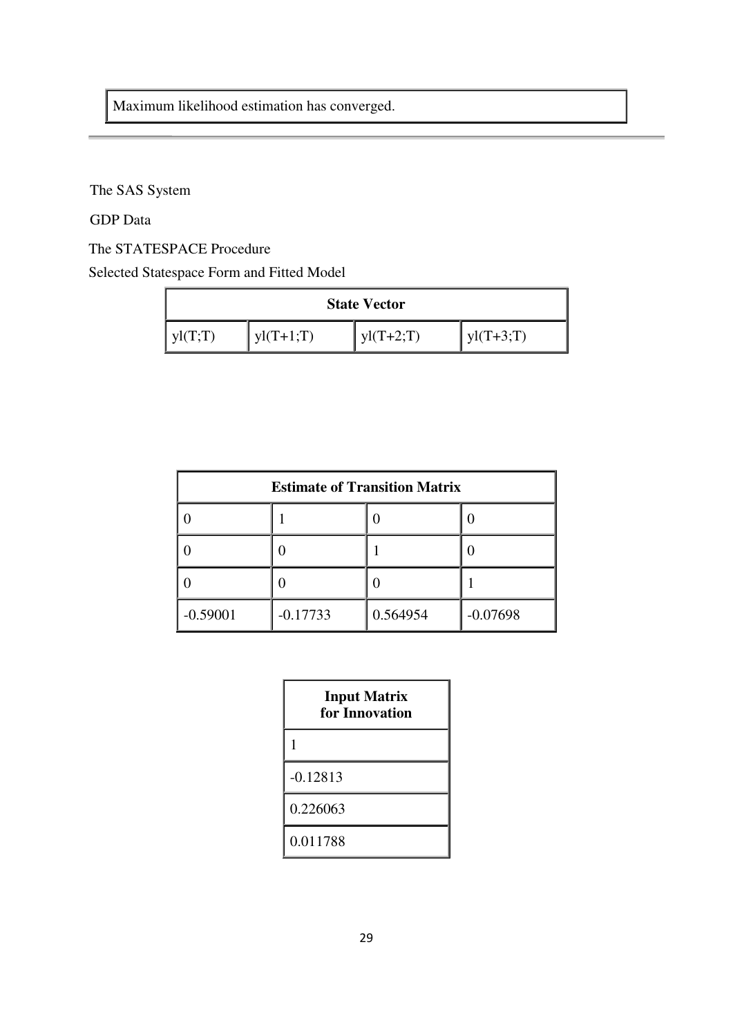| Maximum likelihood estimation has converged. |
|---|

The SAS System

GDP Data

The STATESPACE Procedure

Selected Statespace Form and Fitted Model

| State Vector | | | |
|---|---|---|---|
| yl(T;T) | yl(T+1;T) | yl(T+2;T) | yl(T+3;T) |

| Estimate of Transition Matrix | | | |
|---|---|---|---|
| 0 | 1 | 0 | 0 |
| 0 | 0 | 1 | 0 |
| 0 | 0 | 0 | 1 |
| -0.59001 | -0.17733 | 0.564954 | -0.07698 |

| Input Matrix for Innovation |
|---|
| 1 |
| -0.12813 |
| 0.226063 |
| 0.011788 |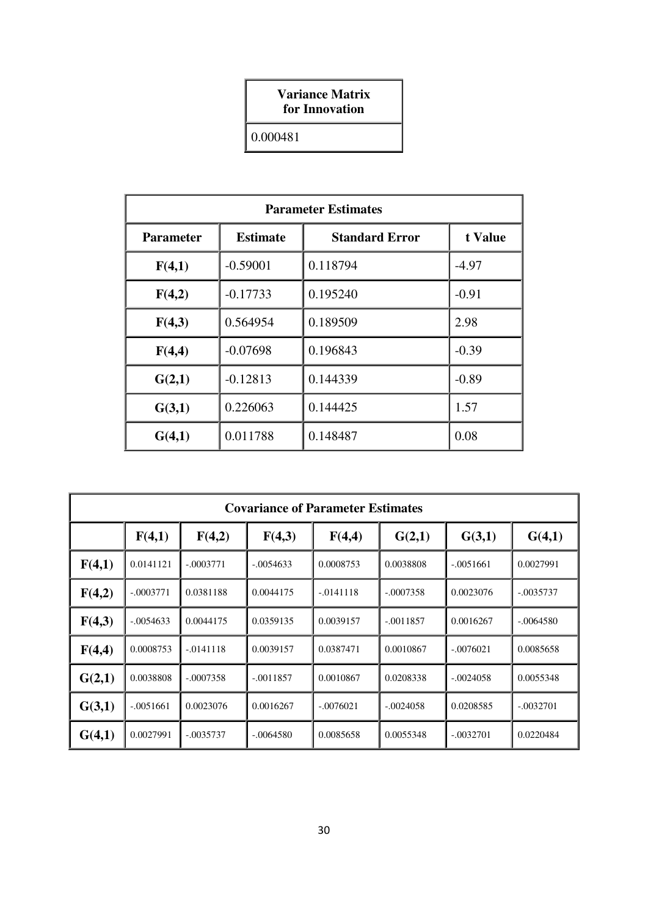| Variance Matrix for Innovation |
|---|
| 0.000481 |

| Parameter Estimates | | | |
|---|---|---|---|
| **Parameter** | **Estimate** | **Standard Error** | **t Value** |
| **F(4,1)** | -0.59001 | 0.118794 | -4.97 |
| **F(4,2)** | -0.17733 | 0.195240 | -0.91 |
| **F(4,3)** | 0.564954 | 0.189509 | 2.98 |
| **F(4,4)** | -0.07698 | 0.196843 | -0.39 |
| **G(2,1)** | -0.12813 | 0.144339 | -0.89 |
| **G(3,1)** | 0.226063 | 0.144425 | 1.57 |
| **G(4,1)** | 0.011788 | 0.148487 | 0.08 |

| Covariance of Parameter Estimates | | | | | | | |
|---|---|---|---|---|---|---|---|
| | **F(4,1)** | **F(4,2)** | **F(4,3)** | **F(4,4)** | **G(2,1)** | **G(3,1)** | **G(4,1)** |
| **F(4,1)** | 0.0141121 | -.0003771 | -.0054633 | 0.0008753 | 0.0038808 | -.0051661 | 0.0027991 |
| **F(4,2)** | -.0003771 | 0.0381188 | 0.0044175 | -.0141118 | -.0007358 | 0.0023076 | -.0035737 |
| **F(4,3)** | -.0054633 | 0.0044175 | 0.0359135 | 0.0039157 | -.0011857 | 0.0016267 | -.0064580 |
| **F(4,4)** | 0.0008753 | -.0141118 | 0.0039157 | 0.0387471 | 0.0010867 | -.0076021 | 0.0085658 |
| **G(2,1)** | 0.0038808 | -.0007358 | -.0011857 | 0.0010867 | 0.0208338 | -.0024058 | 0.0055348 |
| **G(3,1)** | -.0051661 | 0.0023076 | 0.0016267 | -.0076021 | -.0024058 | 0.0208585 | -.0032701 |
| **G(4,1)** | 0.0027991 | -.0035737 | -.0064580 | 0.0085658 | 0.0055348 | -.0032701 | 0.0220484 |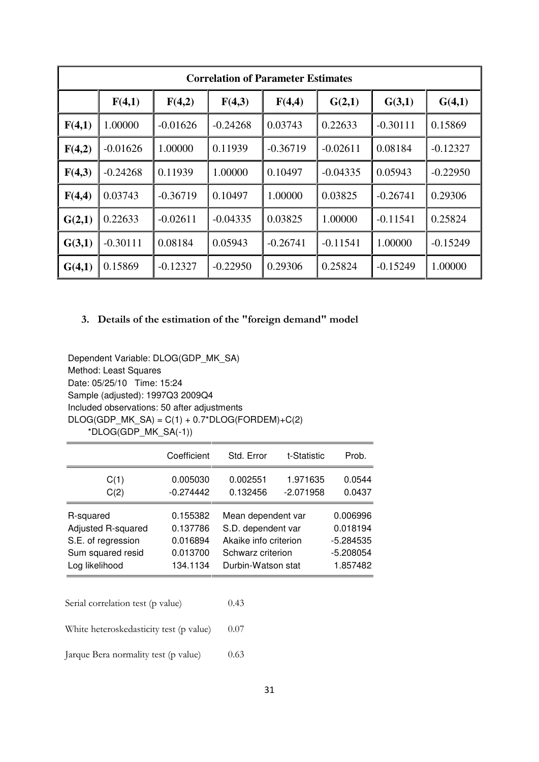| Correlation of Parameter Estimates | | | | | | | |
|---|---|---|---|---|---|---|---|
| | **F(4,1)** | **F(4,2)** | **F(4,3)** | **F(4,4)** | **G(2,1)** | **G(3,1)** | **G(4,1)** |
| **F(4,1)** | 1.00000 | -0.01626 | -0.24268 | 0.03743 | 0.22633 | -0.30111 | 0.15869 |
| **F(4,2)** | -0.01626 | 1.00000 | 0.11939 | -0.36719 | -0.02611 | 0.08184 | -0.12327 |
| **F(4,3)** | -0.24268 | 0.11939 | 1.00000 | 0.10497 | -0.04335 | 0.05943 | -0.22950 |
| **F(4,4)** | 0.03743 | -0.36719 | 0.10497 | 1.00000 | 0.03825 | -0.26741 | 0.29306 |
| **G(2,1)** | 0.22633 | -0.02611 | -0.04335 | 0.03825 | 1.00000 | -0.11541 | 0.25824 |
| **G(3,1)** | -0.30111 | 0.08184 | 0.05943 | -0.26741 | -0.11541 | 1.00000 | -0.15249 |
| **G(4,1)** | 0.15869 | -0.12327 | -0.22950 | 0.29306 | 0.25824 | -0.15249 | 1.00000 |

### 3. Details of the estimation of the "foreign demand" model

Dependent Variable: DLOG(GDP_MK_SA)
Method: Least Squares
Date: 05/25/10 Time: 15:24
Sample (adjusted): 1997Q3 2009Q4
Included observations: 50 after adjustments
DLOG(GDP_MK_SA) = C(1) + 0.7*DLOG(FORDEM)+C(2)
*DLOG(GDP_MK_SA(-1))

| | Coefficient | Std. Error | t-Statistic | Prob. |
|---|---|---|---|---|
| C(1) | 0.005030 | 0.002551 | 1.971635 | 0.0544 |
| C(2) | -0.274442 | 0.132456 | -2.071958 | 0.0437 |

| | | | |
|---|---|---|---|
| R-squared | 0.155382 | Mean dependent var | 0.006996 |
| Adjusted R-squared | 0.137786 | S.D. dependent var | 0.018194 |
| S.E. of regression | 0.016894 | Akaike info criterion | -5.284535 |
| Sum squared resid | 0.013700 | Schwarz criterion | -5.208054 |
| Log likelihood | 134.1134 | Durbin-Watson stat | 1.857482 |

| | |
|---|---|
| Serial correlation test (p value) | 0.43 |
| White heteroskedasticity test (p value) | 0.07 |
| Jarque Bera normality test (p value) | 0.63 |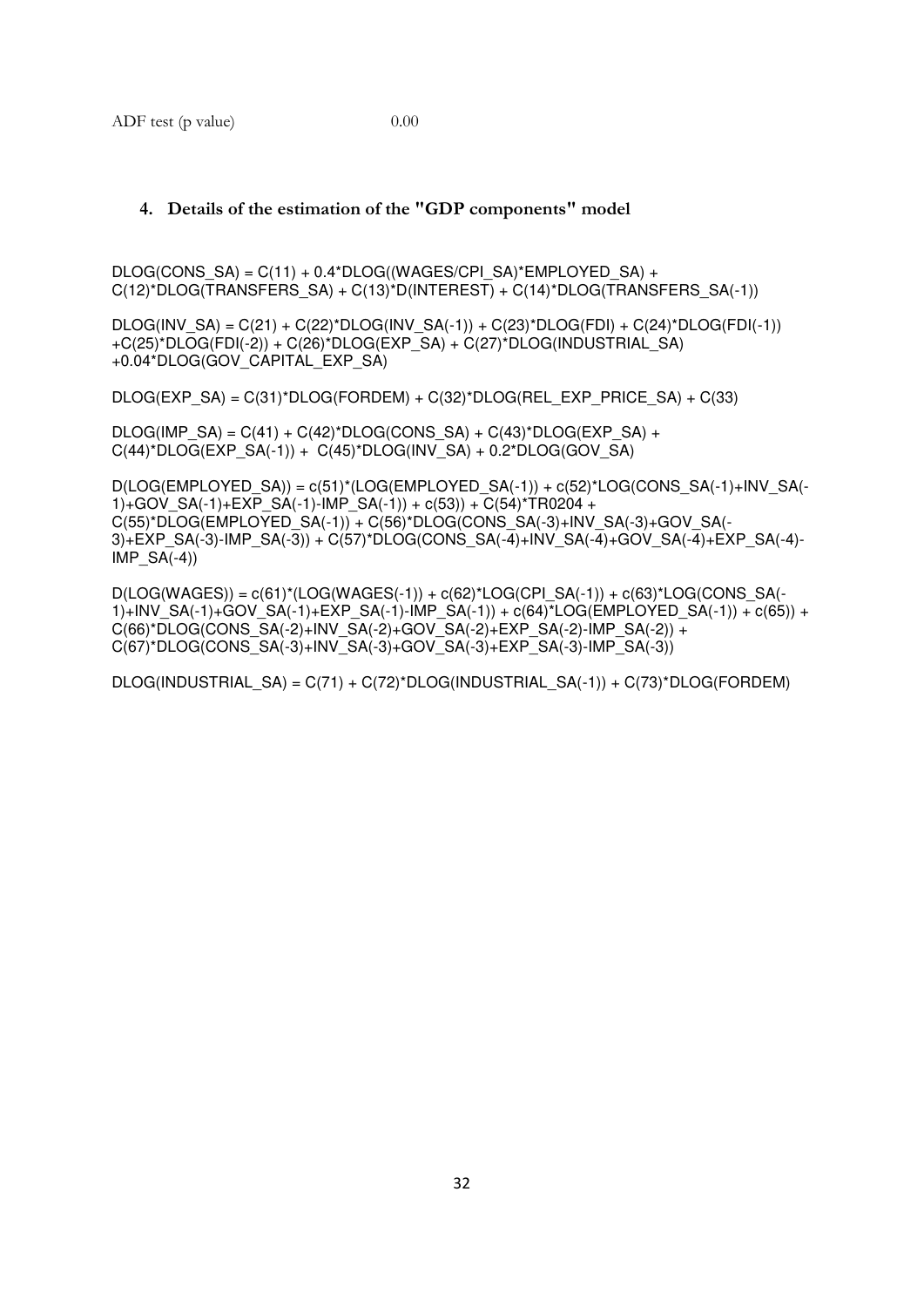ADF test (p value) 0.00

## 4. Details of the estimation of the "GDP components" model

```
DLOG(CONS_SA) = C(11) + 0.4*DLOG((WAGES/CPI_SA)*EMPLOYED_SA) +
C(12)*DLOG(TRANSFERS_SA) + C(13)*D(INTEREST) + C(14)*DLOG(TRANSFERS_SA(-1))

DLOG(INV_SA) = C(21) + C(22)*DLOG(INV_SA(-1)) + C(23)*DLOG(FDI) + C(24)*DLOG(FDI(-1))
+C(25)*DLOG(FDI(-2)) + C(26)*DLOG(EXP_SA) + C(27)*DLOG(INDUSTRIAL_SA)
+0.04*DLOG(GOV_CAPITAL_EXP_SA)

DLOG(EXP_SA) = C(31)*DLOG(FORDEM) + C(32)*DLOG(REL_EXP_PRICE_SA) + C(33)

DLOG(IMP_SA) = C(41) + C(42)*DLOG(CONS_SA) + C(43)*DLOG(EXP_SA) +
C(44)*DLOG(EXP_SA(-1)) +  C(45)*DLOG(INV_SA) + 0.2*DLOG(GOV_SA)

D(LOG(EMPLOYED_SA)) = c(51)*(LOG(EMPLOYED_SA(-1)) + c(52)*LOG(CONS_SA(-1)+INV_SA(-
1)+GOV_SA(-1)+EXP_SA(-1)-IMP_SA(-1)) + c(53)) + C(54)*TR0204 +
C(55)*DLOG(EMPLOYED_SA(-1)) + C(56)*DLOG(CONS_SA(-3)+INV_SA(-3)+GOV_SA(-
3)+EXP_SA(-3)-IMP_SA(-3)) + C(57)*DLOG(CONS_SA(-4)+INV_SA(-4)+GOV_SA(-4)+EXP_SA(-4)-
IMP_SA(-4))

D(LOG(WAGES)) = c(61)*(LOG(WAGES(-1)) + c(62)*LOG(CPI_SA(-1)) + c(63)*LOG(CONS_SA(-
1)+INV_SA(-1)+GOV_SA(-1)+EXP_SA(-1)-IMP_SA(-1)) + c(64)*LOG(EMPLOYED_SA(-1)) + c(65)) +
C(66)*DLOG(CONS_SA(-2)+INV_SA(-2)+GOV_SA(-2)+EXP_SA(-2)-IMP_SA(-2)) +
C(67)*DLOG(CONS_SA(-3)+INV_SA(-3)+GOV_SA(-3)+EXP_SA(-3)-IMP_SA(-3))

DLOG(INDUSTRIAL_SA) = C(71) + C(72)*DLOG(INDUSTRIAL_SA(-1)) + C(73)*DLOG(FORDEM)
```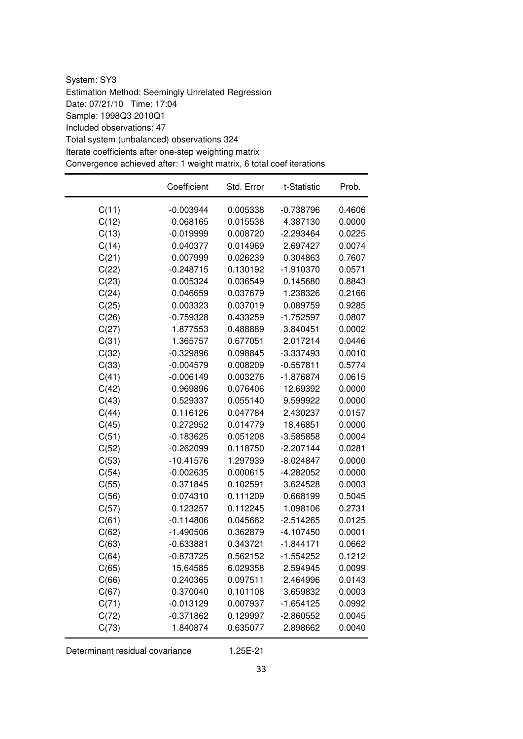System: SY3
Estimation Method: Seemingly Unrelated Regression
Date: 07/21/10 Time: 17:04
Sample: 1998Q3 2010Q1
Included observations: 47
Total system (unbalanced) observations 324
Iterate coefficients after one-step weighting matrix
Convergence achieved after: 1 weight matrix, 6 total coef iterations

| | Coefficient | Std. Error | t-Statistic | Prob. |
|---|---|---|---|---|
| C(11) | -0.003944 | 0.005338 | -0.738796 | 0.4606 |
| C(12) | 0.068165 | 0.015538 | 4.387130 | 0.0000 |
| C(13) | -0.019999 | 0.008720 | -2.293464 | 0.0225 |
| C(14) | 0.040377 | 0.014969 | 2.697427 | 0.0074 |
| C(21) | 0.007999 | 0.026239 | 0.304863 | 0.7607 |
| C(22) | -0.248715 | 0.130192 | -1.910370 | 0.0571 |
| C(23) | 0.005324 | 0.036549 | 0.145680 | 0.8843 |
| C(24) | 0.046659 | 0.037679 | 1.238326 | 0.2166 |
| C(25) | 0.003323 | 0.037019 | 0.089759 | 0.9285 |
| C(26) | -0.759328 | 0.433259 | -1.752597 | 0.0807 |
| C(27) | 1.877553 | 0.488889 | 3.840451 | 0.0002 |
| C(31) | 1.365757 | 0.677051 | 2.017214 | 0.0446 |
| C(32) | -0.329896 | 0.098845 | -3.337493 | 0.0010 |
| C(33) | -0.004579 | 0.008209 | -0.557811 | 0.5774 |
| C(41) | -0.006149 | 0.003276 | -1.876874 | 0.0615 |
| C(42) | 0.969896 | 0.076406 | 12.69392 | 0.0000 |
| C(43) | 0.529337 | 0.055140 | 9.599922 | 0.0000 |
| C(44) | 0.116126 | 0.047784 | 2.430237 | 0.0157 |
| C(45) | 0.272952 | 0.014779 | 18.46851 | 0.0000 |
| C(51) | -0.183625 | 0.051208 | -3.585858 | 0.0004 |
| C(52) | -0.262099 | 0.118750 | -2.207144 | 0.0281 |
| C(53) | -10.41576 | 1.297939 | -8.024847 | 0.0000 |
| C(54) | -0.002635 | 0.000615 | -4.282052 | 0.0000 |
| C(55) | 0.371845 | 0.102591 | 3.624528 | 0.0003 |
| C(56) | 0.074310 | 0.111209 | 0.668199 | 0.5045 |
| C(57) | 0.123257 | 0.112245 | 1.098106 | 0.2731 |
| C(61) | -0.114806 | 0.045662 | -2.514265 | 0.0125 |
| C(62) | -1.490506 | 0.362879 | -4.107450 | 0.0001 |
| C(63) | -0.633881 | 0.343721 | -1.844171 | 0.0662 |
| C(64) | -0.873725 | 0.562152 | -1.554252 | 0.1212 |
| C(65) | 15.64585 | 6.029358 | 2.594945 | 0.0099 |
| C(66) | 0.240365 | 0.097511 | 2.464996 | 0.0143 |
| C(67) | 0.370040 | 0.101108 | 3.659832 | 0.0003 |
| C(71) | -0.013129 | 0.007937 | -1.654125 | 0.0992 |
| C(72) | -0.371862 | 0.129997 | -2.860552 | 0.0045 |
| C(73) | 1.840874 | 0.635077 | 2.898662 | 0.0040 |

Determinant residual covariance 1.25E-21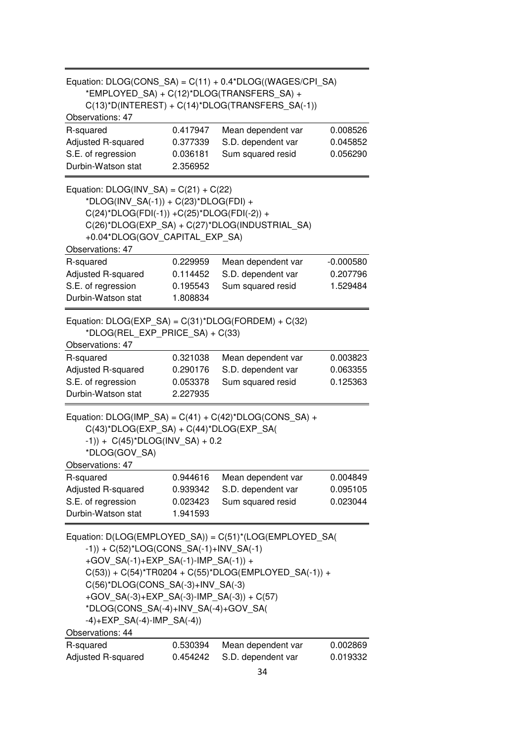Equation: DLOG(CONS_SA) = C(11) + 0.4*DLOG((WAGES/CPI_SA)
*EMPLOYED_SA) + C(12)*DLOG(TRANSFERS_SA) +
C(13)*D(INTEREST) + C(14)*DLOG(TRANSFERS_SA(-1))

Observations: 47

| | | | |
|---|---|---|---|
| R-squared | 0.417947 | Mean dependent var | 0.008526 |
| Adjusted R-squared | 0.377339 | S.D. dependent var | 0.045852 |
| S.E. of regression | 0.036181 | Sum squared resid | 0.056290 |
| Durbin-Watson stat | 2.356952 | | |

Equation: DLOG(INV_SA) = C(21) + C(22)
*DLOG(INV_SA(-1)) + C(23)*DLOG(FDI) +
C(24)*DLOG(FDI(-1)) +C(25)*DLOG(FDI(-2)) +
C(26)*DLOG(EXP_SA) + C(27)*DLOG(INDUSTRIAL_SA)
+0.04*DLOG(GOV_CAPITAL_EXP_SA)

Observations: 47

| | | | |
|---|---|---|---|
| R-squared | 0.229959 | Mean dependent var | -0.000580 |
| Adjusted R-squared | 0.114452 | S.D. dependent var | 0.207796 |
| S.E. of regression | 0.195543 | Sum squared resid | 1.529484 |
| Durbin-Watson stat | 1.808834 | | |

Equation: DLOG(EXP_SA) = C(31)*DLOG(FORDEM) + C(32)
*DLOG(REL_EXP_PRICE_SA) + C(33)

Observations: 47

| | | | |
|---|---|---|---|
| R-squared | 0.321038 | Mean dependent var | 0.003823 |
| Adjusted R-squared | 0.290176 | S.D. dependent var | 0.063355 |
| S.E. of regression | 0.053378 | Sum squared resid | 0.125363 |
| Durbin-Watson stat | 2.227935 | | |

Equation: DLOG(IMP_SA) = C(41) + C(42)*DLOG(CONS_SA) +
C(43)*DLOG(EXP_SA) + C(44)*DLOG(EXP_SA(
-1)) + C(45)*DLOG(INV_SA) + 0.2
*DLOG(GOV_SA)

Observations: 47

| | | | |
|---|---|---|---|
| R-squared | 0.944616 | Mean dependent var | 0.004849 |
| Adjusted R-squared | 0.939342 | S.D. dependent var | 0.095105 |
| S.E. of regression | 0.023423 | Sum squared resid | 0.023044 |
| Durbin-Watson stat | 1.941593 | | |

Equation: D(LOG(EMPLOYED_SA)) = C(51)*(LOG(EMPLOYED_SA(
-1)) + C(52)*LOG(CONS_SA(-1)+INV_SA(-1)
+GOV_SA(-1)+EXP_SA(-1)-IMP_SA(-1)) +
C(53)) + C(54)*TR0204 + C(55)*DLOG(EMPLOYED_SA(-1)) +
C(56)*DLOG(CONS_SA(-3)+INV_SA(-3)
+GOV_SA(-3)+EXP_SA(-3)-IMP_SA(-3)) + C(57)
*DLOG(CONS_SA(-4)+INV_SA(-4)+GOV_SA(
-4)+EXP_SA(-4)-IMP_SA(-4))

Observations: 44

| | | | |
|---|---|---|---|
| R-squared | 0.530394 | Mean dependent var | 0.002869 |
| Adjusted R-squared | 0.454242 | S.D. dependent var | 0.019332 |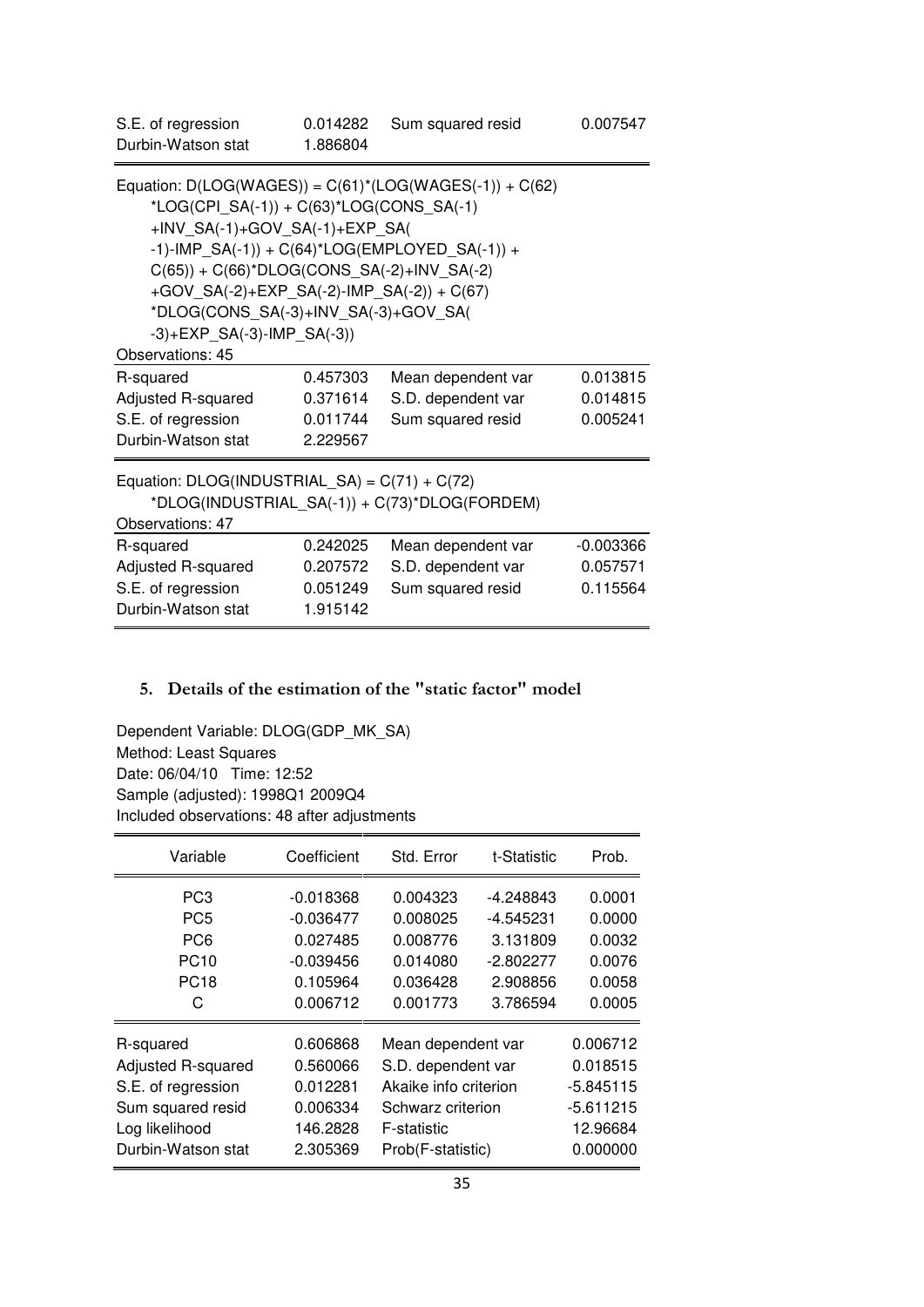| | | | |
|---|---|---|---|
| S.E. of regression | 0.014282 | Sum squared resid | 0.007547 |
| Durbin-Watson stat | 1.886804 | | |

Equation: D(LOG(WAGES)) = C(61)*(LOG(WAGES(-1)) + C(62)
    *LOG(CPI_SA(-1)) + C(63)*LOG(CONS_SA(-1)
    +INV_SA(-1)+GOV_SA(-1)+EXP_SA(
    -1)-IMP_SA(-1)) + C(64)*LOG(EMPLOYED_SA(-1)) +
    C(65)) + C(66)*DLOG(CONS_SA(-2)+INV_SA(-2)
    +GOV_SA(-2)+EXP_SA(-2)-IMP_SA(-2)) + C(67)
    *DLOG(CONS_SA(-3)+INV_SA(-3)+GOV_SA(
    -3)+EXP_SA(-3)-IMP_SA(-3))
Observations: 45

| | | | |
|---|---|---|---|
| R-squared | 0.457303 | Mean dependent var | 0.013815 |
| Adjusted R-squared | 0.371614 | S.D. dependent var | 0.014815 |
| S.E. of regression | 0.011744 | Sum squared resid | 0.005241 |
| Durbin-Watson stat | 2.229567 | | |

Equation: DLOG(INDUSTRIAL_SA) = C(71) + C(72)
    *DLOG(INDUSTRIAL_SA(-1)) + C(73)*DLOG(FORDEM)
Observations: 47

| | | | |
|---|---|---|---|
| R-squared | 0.242025 | Mean dependent var | -0.003366 |
| Adjusted R-squared | 0.207572 | S.D. dependent var | 0.057571 |
| S.E. of regression | 0.051249 | Sum squared resid | 0.115564 |
| Durbin-Watson stat | 1.915142 | | |

## 5. Details of the estimation of the "static factor" model

Dependent Variable: DLOG(GDP_MK_SA)
Method: Least Squares
Date: 06/04/10 Time: 12:52
Sample (adjusted): 1998Q1 2009Q4
Included observations: 48 after adjustments

| Variable | Coefficient | Std. Error | t-Statistic | Prob. |
|---|---|---|---|---|
| PC3 | -0.018368 | 0.004323 | -4.248843 | 0.0001 |
| PC5 | -0.036477 | 0.008025 | -4.545231 | 0.0000 |
| PC6 | 0.027485 | 0.008776 | 3.131809 | 0.0032 |
| PC10 | -0.039456 | 0.014080 | -2.802277 | 0.0076 |
| PC18 | 0.105964 | 0.036428 | 2.908856 | 0.0058 |
| C | 0.006712 | 0.001773 | 3.786594 | 0.0005 |

| | | | |
|---|---|---|---|
| R-squared | 0.606868 | Mean dependent var | 0.006712 |
| Adjusted R-squared | 0.560066 | S.D. dependent var | 0.018515 |
| S.E. of regression | 0.012281 | Akaike info criterion | -5.845115 |
| Sum squared resid | 0.006334 | Schwarz criterion | -5.611215 |
| Log likelihood | 146.2828 | F-statistic | 12.96684 |
| Durbin-Watson stat | 2.305369 | Prob(F-statistic) | 0.000000 |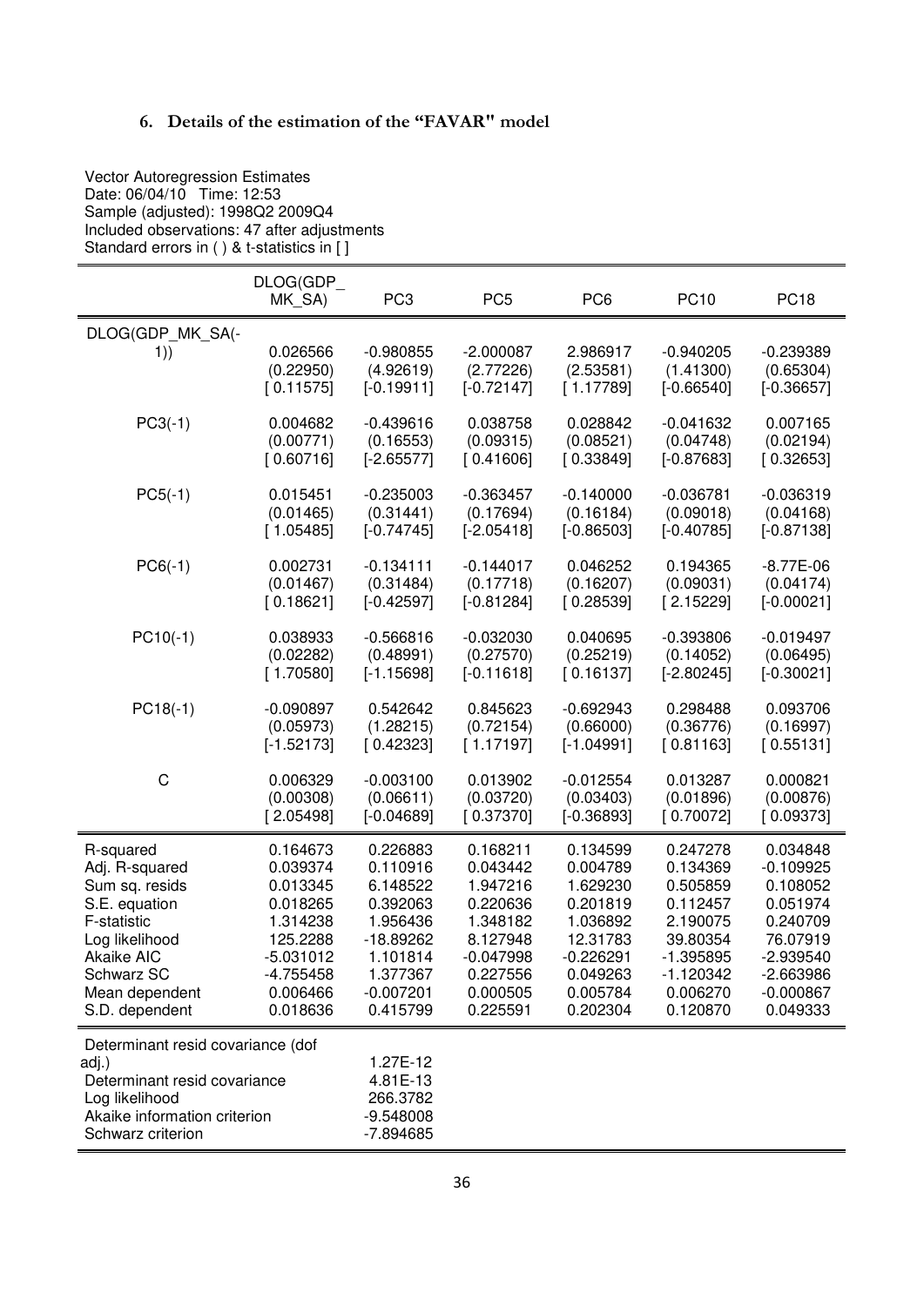### 6. Details of the estimation of the "FAVAR" model

Vector Autoregression Estimates
Date: 06/04/10 Time: 12:53
Sample (adjusted): 1998Q2 2009Q4
Included observations: 47 after adjustments
Standard errors in ( ) & t-statistics in [ ]

| | DLOG(GDP_MK_SA) | PC3 | PC5 | PC6 | PC10 | PC18 |
|---|---|---|---|---|---|---|
| DLOG(GDP_MK_SA(-1)) | 0.026566 | -0.980855 | -2.000087 | 2.986917 | -0.940205 | -0.239389 |
| | (0.22950) | (4.92619) | (2.77226) | (2.53581) | (1.41300) | (0.65304) |
| | [ 0.11575] | [-0.19911] | [-0.72147] | [ 1.17789] | [-0.66540] | [-0.36657] |
| PC3(-1) | 0.004682 | -0.439616 | 0.038758 | 0.028842 | -0.041632 | 0.007165 |
| | (0.00771) | (0.16553) | (0.09315) | (0.08521) | (0.04748) | (0.02194) |
| | [ 0.60716] | [-2.65577] | [ 0.41606] | [ 0.33849] | [-0.87683] | [ 0.32653] |
| PC5(-1) | 0.015451 | -0.235003 | -0.363457 | -0.140000 | -0.036781 | -0.036319 |
| | (0.01465) | (0.31441) | (0.17694) | (0.16184) | (0.09018) | (0.04168) |
| | [ 1.05485] | [-0.74745] | [-2.05418] | [-0.86503] | [-0.40785] | [-0.87138] |
| PC6(-1) | 0.002731 | -0.134111 | -0.144017 | 0.046252 | 0.194365 | -8.77E-06 |
| | (0.01467) | (0.31484) | (0.17718) | (0.16207) | (0.09031) | (0.04174) |
| | [ 0.18621] | [-0.42597] | [-0.81284] | [ 0.28539] | [ 2.15229] | [-0.00021] |
| PC10(-1) | 0.038933 | -0.566816 | -0.032030 | 0.040695 | -0.393806 | -0.019497 |
| | (0.02282) | (0.48991) | (0.27570) | (0.25219) | (0.14052) | (0.06495) |
| | [ 1.70580] | [-1.15698] | [-0.11618] | [ 0.16137] | [-2.80245] | [-0.30021] |
| PC18(-1) | -0.090897 | 0.542642 | 0.845623 | -0.692943 | 0.298488 | 0.093706 |
| | (0.05973) | (1.28215) | (0.72154) | (0.66000) | (0.36776) | (0.16997) |
| | [-1.52173] | [ 0.42323] | [ 1.17197] | [-1.04991] | [ 0.81163] | [ 0.55131] |
| C | 0.006329 | -0.003100 | 0.013902 | -0.012554 | 0.013287 | 0.000821 |
| | (0.00308) | (0.06611) | (0.03720) | (0.03403) | (0.01896) | (0.00876) |
| | [ 2.05498] | [-0.04689] | [ 0.37370] | [-0.36893] | [ 0.70072] | [ 0.09373] |
| R-squared | 0.164673 | 0.226883 | 0.168211 | 0.134599 | 0.247278 | 0.034848 |
| Adj. R-squared | 0.039374 | 0.110916 | 0.043442 | 0.004789 | 0.134369 | -0.109925 |
| Sum sq. resids | 0.013345 | 6.148522 | 1.947216 | 1.629230 | 0.505859 | 0.108052 |
| S.E. equation | 0.018265 | 0.392063 | 0.220636 | 0.201819 | 0.112457 | 0.051974 |
| F-statistic | 1.314238 | 1.956436 | 1.348182 | 1.036892 | 2.190075 | 0.240709 |
| Log likelihood | 125.2288 | -18.89262 | 8.127948 | 12.31783 | 39.80354 | 76.07919 |
| Akaike AIC | -5.031012 | 1.101814 | -0.047998 | -0.226291 | -1.395895 | -2.939540 |
| Schwarz SC | -4.755458 | 1.377367 | 0.227556 | 0.049263 | -1.120342 | -2.663986 |
| Mean dependent | 0.006466 | -0.007201 | 0.000505 | 0.005784 | 0.006270 | -0.000867 |
| S.D. dependent | 0.018636 | 0.415799 | 0.225591 | 0.202304 | 0.120870 | 0.049333 |

| | |
|---|---|
| Determinant resid covariance (dof adj.) | 1.27E-12 |
| Determinant resid covariance | 4.81E-13 |
| Log likelihood | 266.3782 |
| Akaike information criterion | -9.548008 |
| Schwarz criterion | -7.894685 |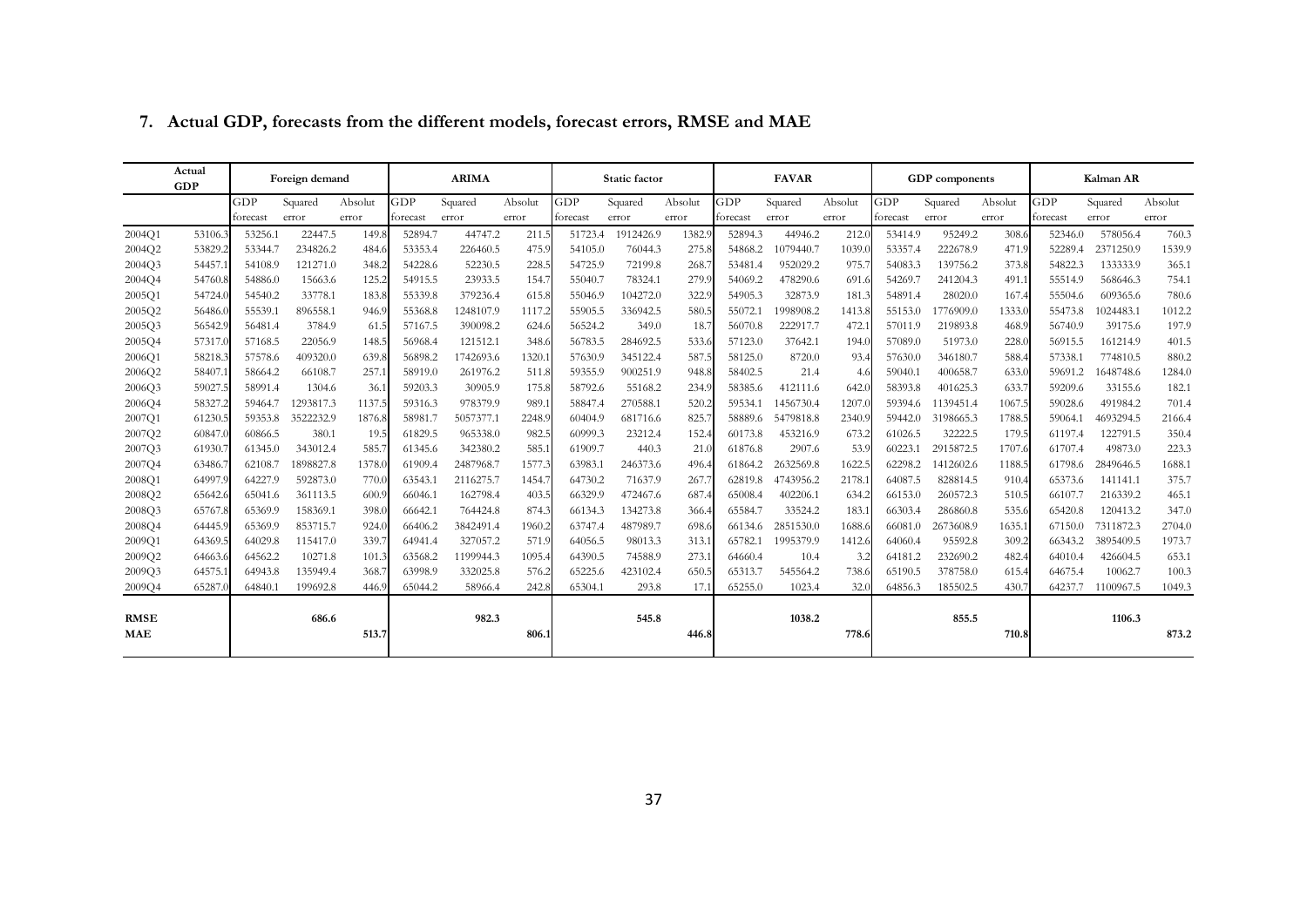## 7. Actual GDP, forecasts from the different models, forecast errors, RMSE and MAE

| | Actual GDP | Foreign demand | | | ARIMA | | | Static factor | | | FAVAR | | | GDP components | | | Kalman AR | | |
|---|---|---|---|---|---|---|---|---|---|---|---|---|---|---|---|---|---|---|---|
| | | GDP forecast | Squared error | Absolut error | GDP forecast | Squared error | Absolut error | GDP forecast | Squared error | Absolut error | GDP forecast | Squared error | Absolut error | GDP forecast | Squared error | Absolut error | GDP forecast | Squared error | Absolut error |
| 2004Q1 | 53106.3 | 53256.1 | 22447.5 | 149.8 | 52894.7 | 44747.2 | 211.5 | 51723.4 | 1912426.9 | 1382.9 | 52894.3 | 44946.2 | 212.0 | 53414.9 | 95249.2 | 308.6 | 52346.0 | 578056.4 | 760.3 |
| 2004Q2 | 53829.2 | 53344.7 | 234826.2 | 484.6 | 53353.4 | 226460.5 | 475.9 | 54105.0 | 76044.3 | 275.8 | 54868.2 | 1079440.7 | 1039.0 | 53357.4 | 222678.9 | 471.9 | 52289.4 | 2371250.9 | 1539.9 |
| 2004Q3 | 54457.1 | 54108.9 | 121271.0 | 348.2 | 54228.6 | 52230.5 | 228.5 | 54725.9 | 72199.8 | 268.7 | 53481.4 | 952029.2 | 975.7 | 54083.3 | 139756.2 | 373.8 | 54822.3 | 133333.9 | 365.1 |
| 2004Q4 | 54760.8 | 54886.0 | 15663.6 | 125.2 | 54915.5 | 23933.5 | 154.7 | 55040.7 | 78324.1 | 279.9 | 54069.2 | 478290.6 | 691.6 | 54269.7 | 241204.3 | 491.1 | 55514.9 | 568646.3 | 754.1 |
| 2005Q1 | 54724.0 | 54540.2 | 33778.1 | 183.8 | 55339.8 | 379236.4 | 615.8 | 55046.9 | 104272.0 | 322.9 | 54905.3 | 32873.9 | 181.3 | 54891.4 | 28020.0 | 167.4 | 55504.6 | 609365.6 | 780.6 |
| 2005Q2 | 56486.0 | 55539.1 | 896558.1 | 946.9 | 55368.8 | 1248107.9 | 1117.2 | 55905.5 | 336942.5 | 580.5 | 55072.1 | 1998908.2 | 1413.8 | 55153.0 | 1776909.0 | 1333.0 | 55473.8 | 1024483.1 | 1012.2 |
| 2005Q3 | 56542.9 | 56481.4 | 3784.9 | 61.5 | 57167.5 | 390098.2 | 624.6 | 56524.2 | 349.0 | 18.7 | 56070.8 | 222917.7 | 472.1 | 57011.9 | 219893.8 | 468.9 | 56740.9 | 39175.6 | 197.9 |
| 2005Q4 | 57317.0 | 57168.5 | 22056.9 | 148.5 | 56968.4 | 121512.1 | 348.6 | 56783.5 | 284692.5 | 533.6 | 57123.0 | 37642.1 | 194.0 | 57089.0 | 51973.0 | 228.0 | 56915.5 | 161214.9 | 401.5 |
| 2006Q1 | 58218.3 | 57578.6 | 409320.0 | 639.8 | 56898.2 | 1742693.6 | 1320.1 | 57630.9 | 345122.4 | 587.5 | 58125.0 | 8720.0 | 93.4 | 57630.0 | 346180.7 | 588.4 | 57338.1 | 774810.5 | 880.2 |
| 2006Q2 | 58407.1 | 58664.2 | 66108.7 | 257.1 | 58919.0 | 261976.2 | 511.8 | 59355.9 | 900251.9 | 948.8 | 58402.5 | 21.4 | 4.6 | 59040.1 | 400658.7 | 633.0 | 59691.2 | 1648748.6 | 1284.0 |
| 2006Q3 | 59027.5 | 58991.4 | 1304.6 | 36.1 | 59203.3 | 30905.9 | 175.8 | 58792.6 | 55168.2 | 234.9 | 58385.6 | 412111.6 | 642.0 | 58393.8 | 401625.3 | 633.7 | 59209.6 | 33155.6 | 182.1 |
| 2006Q4 | 58327.2 | 59464.7 | 1293817.3 | 1137.5 | 59316.3 | 978379.9 | 989.1 | 58847.4 | 270588.1 | 520.2 | 59534.1 | 1456730.4 | 1207.0 | 59394.6 | 1139451.4 | 1067.5 | 59028.6 | 491984.2 | 701.4 |
| 2007Q1 | 61230.5 | 59353.8 | 3522232.9 | 1876.8 | 58981.7 | 5057377.1 | 2248.9 | 60404.9 | 681716.6 | 825.7 | 58889.6 | 5479818.8 | 2340.9 | 59442.0 | 3198665.3 | 1788.5 | 59064.1 | 4693294.5 | 2166.4 |
| 2007Q2 | 60847.0 | 60866.5 | 380.1 | 19.5 | 61829.5 | 965338.0 | 982.5 | 60999.3 | 23212.4 | 152.4 | 60173.8 | 453216.9 | 673.2 | 61026.5 | 32222.5 | 179.5 | 61197.4 | 122791.5 | 350.4 |
| 2007Q3 | 61930.7 | 61345.0 | 343012.4 | 585.7 | 61345.6 | 342380.2 | 585.1 | 61909.7 | 440.3 | 21.0 | 61876.8 | 2907.6 | 53.9 | 60223.1 | 2915872.5 | 1707.6 | 61707.4 | 49873.0 | 223.3 |
| 2007Q4 | 63486.7 | 62108.7 | 1898827.8 | 1378.0 | 61909.4 | 2487968.7 | 1577.3 | 63983.1 | 246373.6 | 496.4 | 61864.2 | 2632569.8 | 1622.5 | 62298.2 | 1412602.6 | 1188.5 | 61798.6 | 2849646.5 | 1688.1 |
| 2008Q1 | 64997.9 | 64227.9 | 592873.0 | 770.0 | 63543.1 | 2116275.7 | 1454.7 | 64730.2 | 71637.9 | 267.7 | 62819.8 | 4743956.2 | 2178.1 | 64087.5 | 828814.5 | 910.4 | 65373.6 | 141141.1 | 375.7 |
| 2008Q2 | 65642.6 | 65041.6 | 361113.5 | 600.9 | 66046.1 | 162798.4 | 403.5 | 66329.9 | 472467.6 | 687.4 | 65008.4 | 402206.1 | 634.2 | 66153.0 | 260572.3 | 510.5 | 66107.7 | 216339.2 | 465.1 |
| 2008Q3 | 65767.8 | 65369.9 | 158369.1 | 398.0 | 66642.1 | 764424.8 | 874.3 | 66134.3 | 134273.8 | 366.4 | 65584.7 | 33524.2 | 183.1 | 66303.4 | 286860.8 | 535.6 | 65420.8 | 120413.2 | 347.0 |
| 2008Q4 | 64445.9 | 65369.9 | 853715.7 | 924.0 | 66406.2 | 3842491.4 | 1960.2 | 63747.4 | 487989.7 | 698.6 | 66134.6 | 2851530.0 | 1688.6 | 66081.0 | 2673608.9 | 1635.1 | 67150.0 | 7311872.3 | 2704.0 |
| 2009Q1 | 64369.5 | 64029.8 | 115417.0 | 339.7 | 64941.4 | 327057.2 | 571.9 | 64056.5 | 98013.3 | 313.1 | 65782.1 | 1995379.9 | 1412.6 | 64060.4 | 95592.8 | 309.2 | 66343.2 | 3895409.5 | 1973.7 |
| 2009Q2 | 64663.6 | 64562.2 | 10271.8 | 101.3 | 63568.2 | 1199944.3 | 1095.4 | 64390.5 | 74588.9 | 273.1 | 64660.4 | 10.4 | 3.2 | 64181.2 | 232690.2 | 482.4 | 64010.4 | 426604.5 | 653.1 |
| 2009Q3 | 64575.1 | 64943.8 | 135949.4 | 368.7 | 63998.9 | 332025.8 | 576.2 | 65225.6 | 423102.4 | 650.5 | 65313.7 | 545564.2 | 738.6 | 65190.5 | 378758.0 | 615.4 | 64675.4 | 10062.7 | 100.3 |
| 2009Q4 | 65287.0 | 64840.1 | 199692.8 | 446.9 | 65044.2 | 58966.4 | 242.8 | 65304.1 | 293.8 | 17.1 | 65255.0 | 1023.4 | 32.0 | 64856.3 | 185502.5 | 430.7 | 64237.7 | 1100967.5 | 1049.3 |
| **RMSE** | | | **686.6** | | | **982.3** | | | **545.8** | | | **1038.2** | | | **855.5** | | | **1106.3** | |
| **MAE** | | | | **513.7** | | | **806.1** | | | **446.8** | | | **778.6** | | | **710.8** | | | **873.2** |